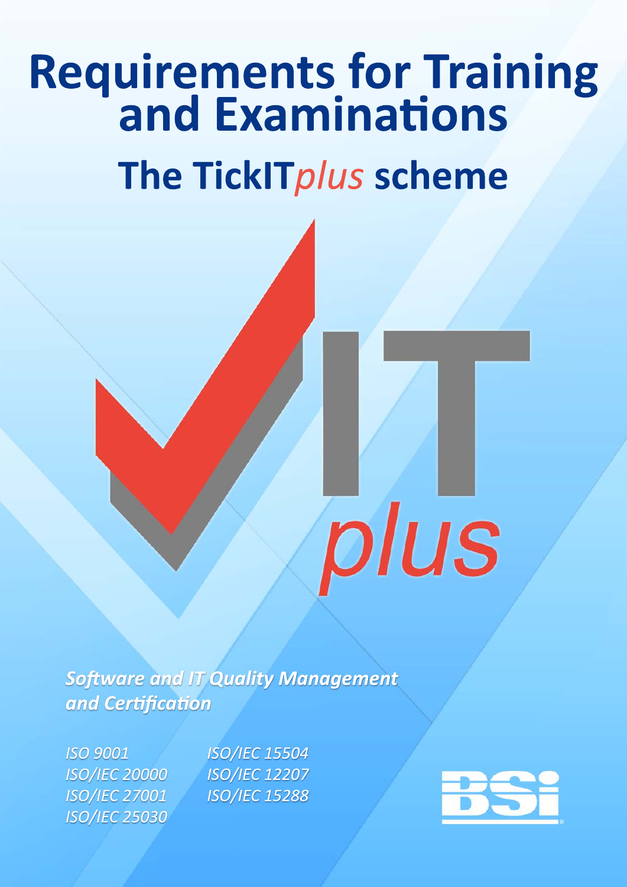# Requirements for Training and Examinations

## The TickIT*plus* scheme

***Software and IT Quality Management and Certification***

*ISO 9001*
*ISO/IEC 20000*
*ISO/IEC 27001*
*ISO/IEC 25030*
*ISO/IEC 15504*
*ISO/IEC 12207*
*ISO/IEC 15288*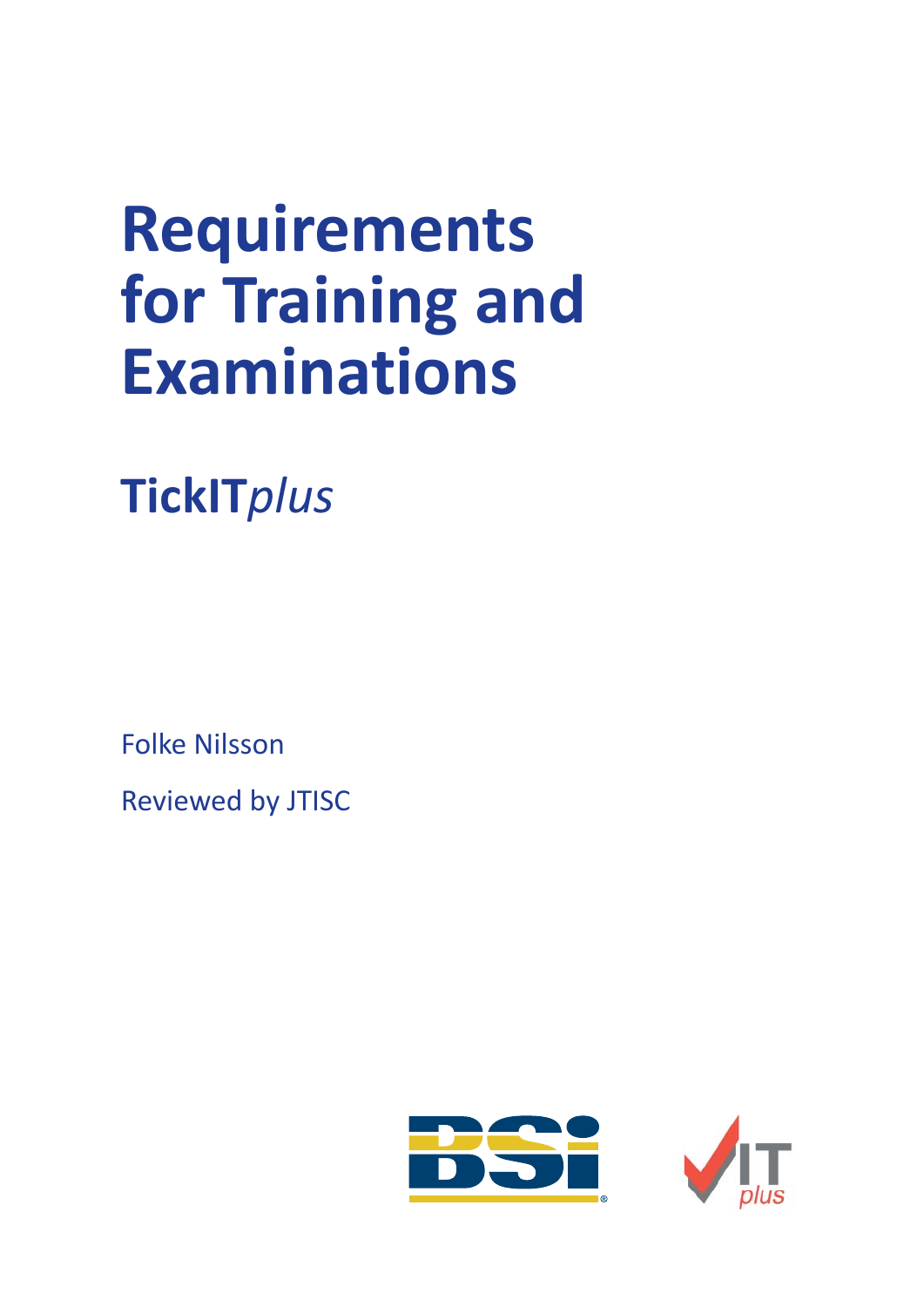# Requirements for Training and Examinations

## TickIT*plus*

Folke Nilsson

Reviewed by JTISC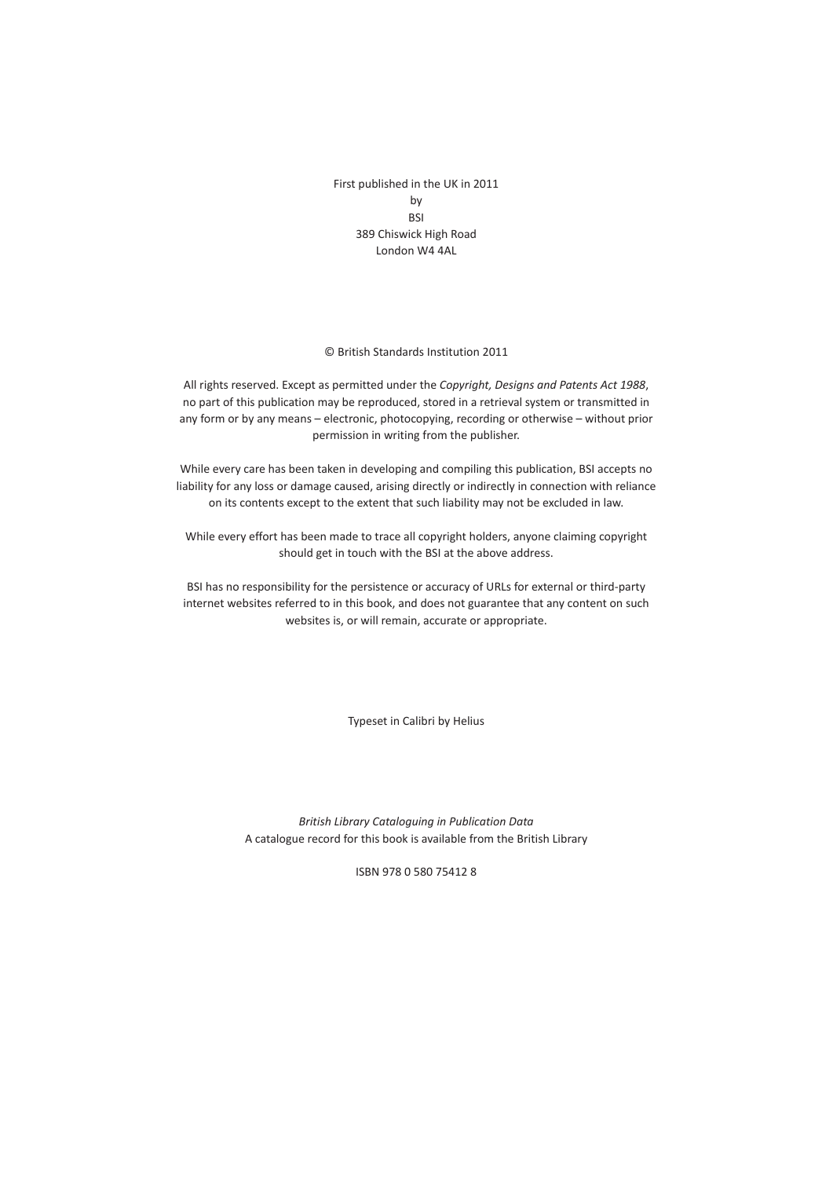First published in the UK in 2011
by
BSI
389 Chiswick High Road
London W4 4AL

© British Standards Institution 2011

All rights reserved. Except as permitted under the *Copyright, Designs and Patents Act 1988*, no part of this publication may be reproduced, stored in a retrieval system or transmitted in any form or by any means – electronic, photocopying, recording or otherwise – without prior permission in writing from the publisher.

While every care has been taken in developing and compiling this publication, BSI accepts no liability for any loss or damage caused, arising directly or indirectly in connection with reliance on its contents except to the extent that such liability may not be excluded in law.

While every effort has been made to trace all copyright holders, anyone claiming copyright should get in touch with the BSI at the above address.

BSI has no responsibility for the persistence or accuracy of URLs for external or third-party internet websites referred to in this book, and does not guarantee that any content on such websites is, or will remain, accurate or appropriate.

Typeset in Calibri by Helius

*British Library Cataloguing in Publication Data*
A catalogue record for this book is available from the British Library

ISBN 978 0 580 75412 8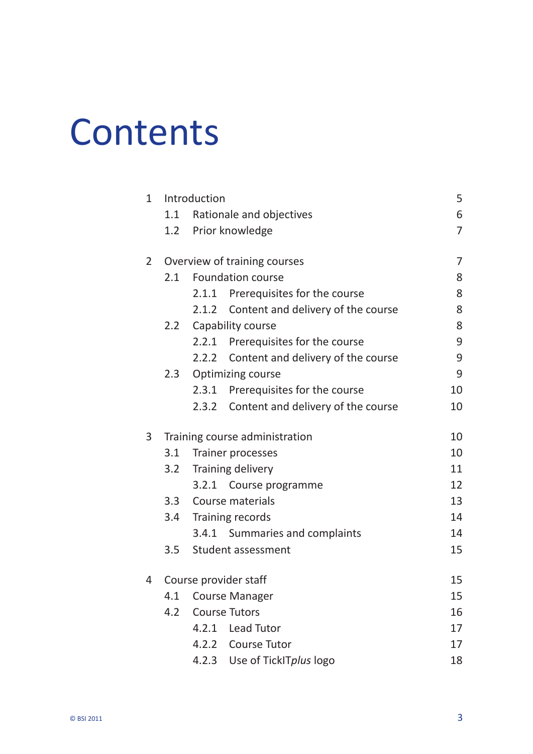# Contents

| | | | |
|---|---|---|---|
| 1 | Introduction | | 5 |
| | 1.1 | Rationale and objectives | 6 |
| | 1.2 | Prior knowledge | 7 |
| 2 | Overview of training courses | | 7 |
| | 2.1 | Foundation course | 8 |
| | | 2.1.1 Prerequisites for the course | 8 |
| | | 2.1.2 Content and delivery of the course | 8 |
| | 2.2 | Capability course | 8 |
| | | 2.2.1 Prerequisites for the course | 9 |
| | | 2.2.2 Content and delivery of the course | 9 |
| | 2.3 | Optimizing course | 9 |
| | | 2.3.1 Prerequisites for the course | 10 |
| | | 2.3.2 Content and delivery of the course | 10 |
| 3 | Training course administration | | 10 |
| | 3.1 | Trainer processes | 10 |
| | 3.2 | Training delivery | 11 |
| | | 3.2.1 Course programme | 12 |
| | 3.3 | Course materials | 13 |
| | 3.4 | Training records | 14 |
| | | 3.4.1 Summaries and complaints | 14 |
| | 3.5 | Student assessment | 15 |
| 4 | Course provider staff | | 15 |
| | 4.1 | Course Manager | 15 |
| | 4.2 | Course Tutors | 16 |
| | | 4.2.1 Lead Tutor | 17 |
| | | 4.2.2 Course Tutor | 17 |
| | | 4.2.3 Use of TickIT*plus* logo | 18 |

© BSI 2011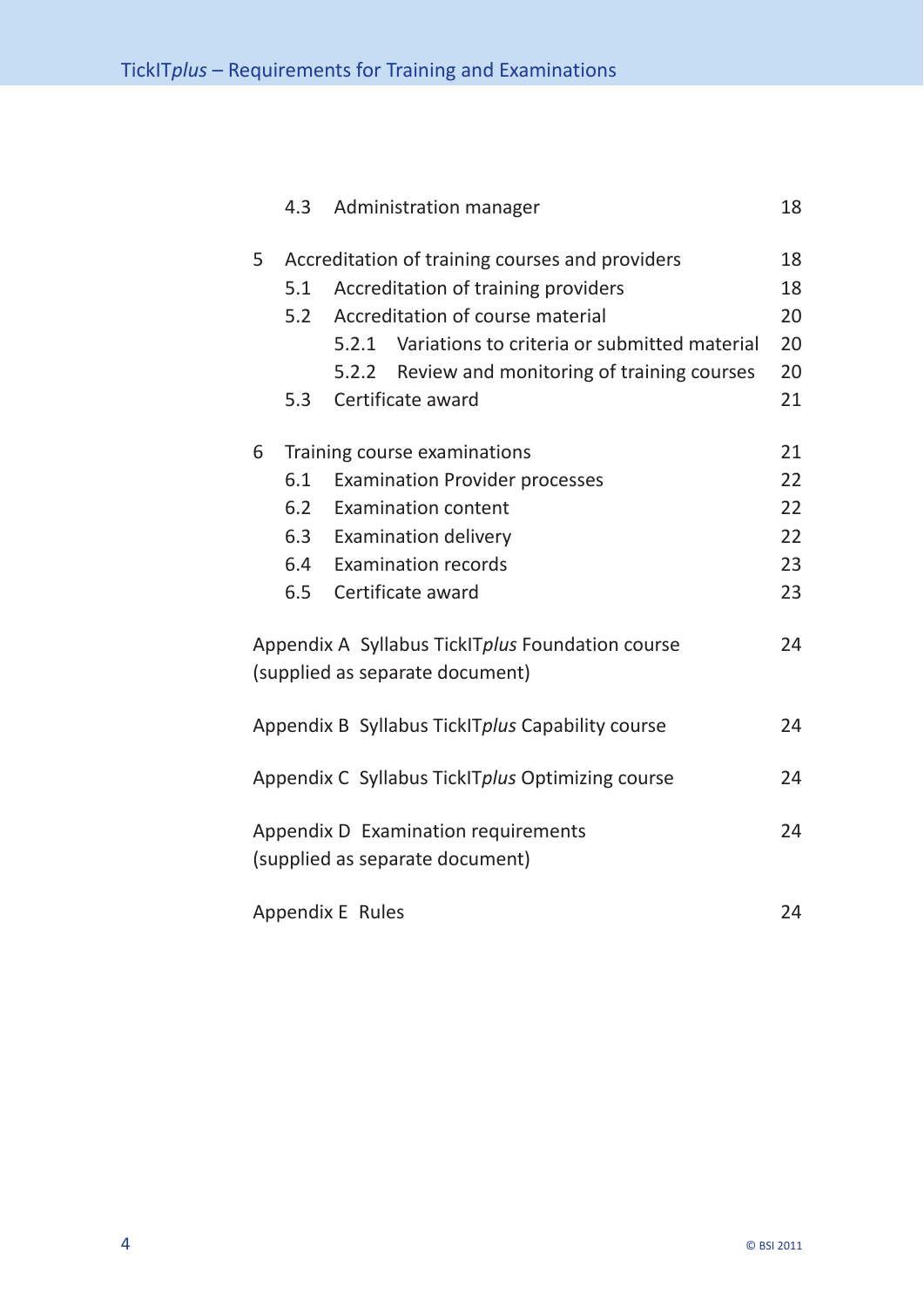| | | |
|---|---|---|
| 4.3 | Administration manager | 18 |
| 5 | Accreditation of training courses and providers | 18 |
| 5.1 | Accreditation of training providers | 18 |
| 5.2 | Accreditation of course material | 20 |
| 5.2.1 | Variations to criteria or submitted material | 20 |
| 5.2.2 | Review and monitoring of training courses | 20 |
| 5.3 | Certificate award | 21 |
| 6 | Training course examinations | 21 |
| 6.1 | Examination Provider processes | 22 |
| 6.2 | Examination content | 22 |
| 6.3 | Examination delivery | 22 |
| 6.4 | Examination records | 23 |
| 6.5 | Certificate award | 23 |
| Appendix A | Syllabus TickIT*plus* Foundation course (supplied as separate document) | 24 |
| Appendix B | Syllabus TickIT*plus* Capability course | 24 |
| Appendix C | Syllabus TickIT*plus* Optimizing course | 24 |
| Appendix D | Examination requirements (supplied as separate document) | 24 |
| Appendix E | Rules | 24 |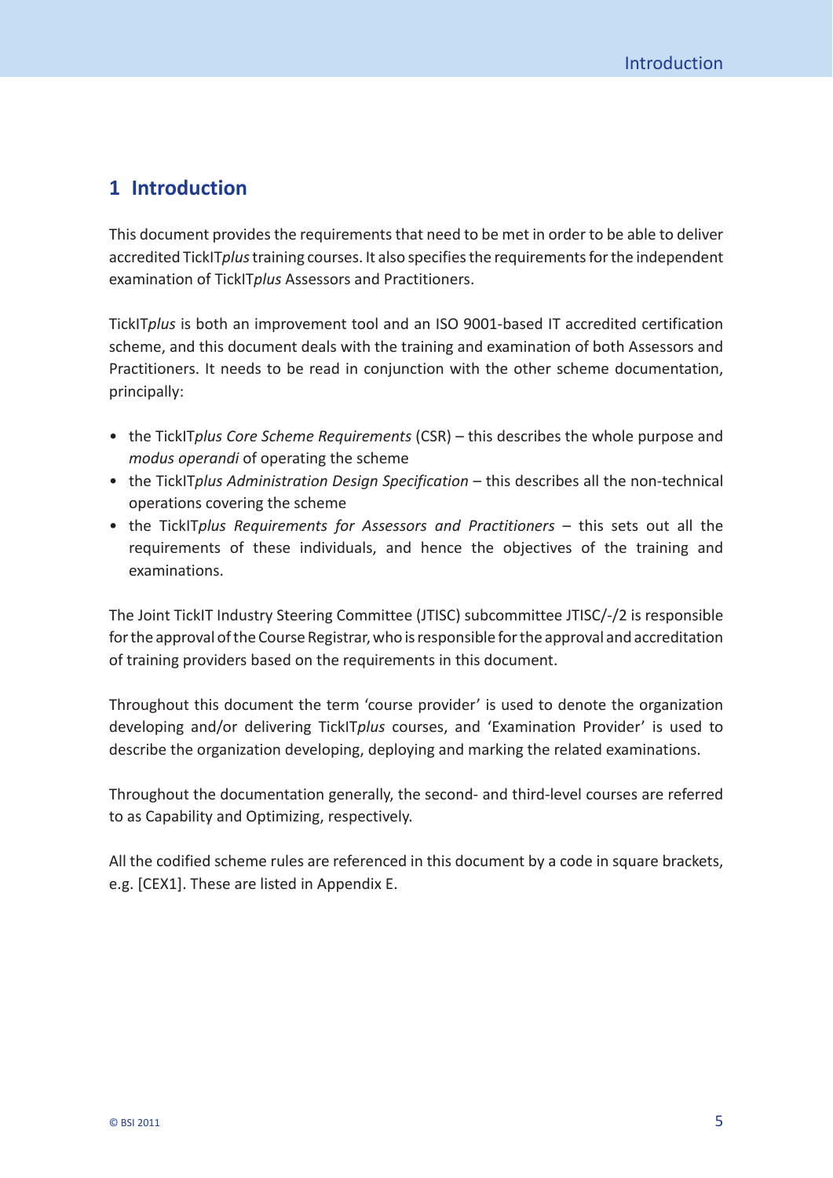# 1 Introduction

This document provides the requirements that need to be met in order to be able to deliver accredited TickIT*plus* training courses. It also specifies the requirements for the independent examination of TickIT*plus* Assessors and Practitioners.

TickIT*plus* is both an improvement tool and an ISO 9001-based IT accredited certification scheme, and this document deals with the training and examination of both Assessors and Practitioners. It needs to be read in conjunction with the other scheme documentation, principally:

- the TickIT*plus Core Scheme Requirements* (CSR) – this describes the whole purpose and *modus operandi* of operating the scheme
- the TickIT*plus Administration Design Specification* – this describes all the non-technical operations covering the scheme
- the TickIT*plus Requirements for Assessors and Practitioners* – this sets out all the requirements of these individuals, and hence the objectives of the training and examinations.

The Joint TickIT Industry Steering Committee (JTISC) subcommittee JTISC/-/2 is responsible for the approval of the Course Registrar, who is responsible for the approval and accreditation of training providers based on the requirements in this document.

Throughout this document the term 'course provider' is used to denote the organization developing and/or delivering TickIT*plus* courses, and 'Examination Provider' is used to describe the organization developing, deploying and marking the related examinations.

Throughout the documentation generally, the second- and third-level courses are referred to as Capability and Optimizing, respectively.

All the codified scheme rules are referenced in this document by a code in square brackets, e.g. [CEX1]. These are listed in Appendix E.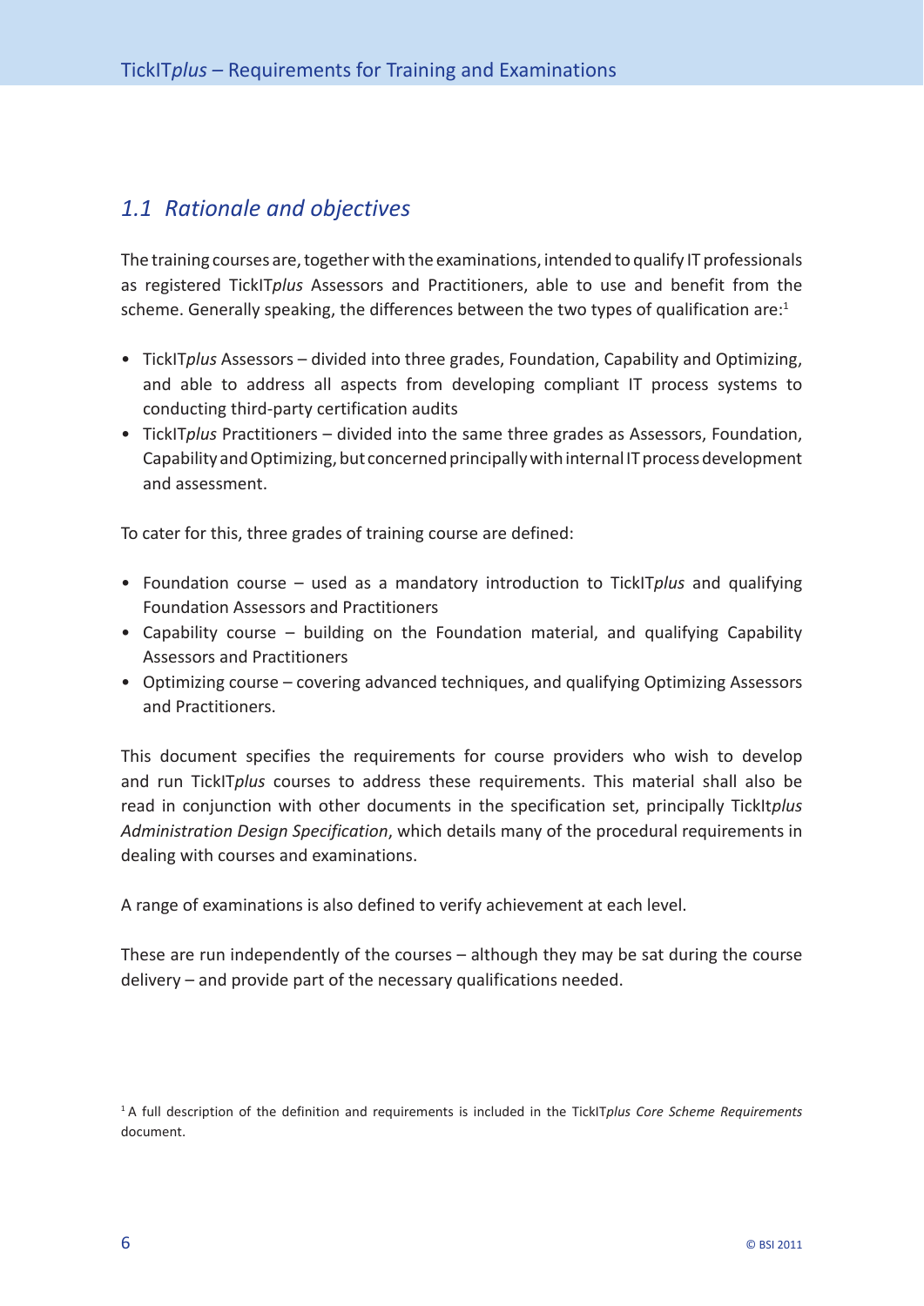## *1.1 Rationale and objectives*

The training courses are, together with the examinations, intended to qualify IT professionals as registered TickIT*plus* Assessors and Practitioners, able to use and benefit from the scheme. Generally speaking, the differences between the two types of qualification are:[1]

- TickIT*plus* Assessors – divided into three grades, Foundation, Capability and Optimizing, and able to address all aspects from developing compliant IT process systems to conducting third-party certification audits
- TickIT*plus* Practitioners – divided into the same three grades as Assessors, Foundation, Capability and Optimizing, but concerned principally with internal IT process development and assessment.

To cater for this, three grades of training course are defined:

- Foundation course – used as a mandatory introduction to TickIT*plus* and qualifying Foundation Assessors and Practitioners
- Capability course – building on the Foundation material, and qualifying Capability Assessors and Practitioners
- Optimizing course – covering advanced techniques, and qualifying Optimizing Assessors and Practitioners.

This document specifies the requirements for course providers who wish to develop and run TickIT*plus* courses to address these requirements. This material shall also be read in conjunction with other documents in the specification set, principally TickIt*plus Administration Design Specification*, which details many of the procedural requirements in dealing with courses and examinations.

A range of examinations is also defined to verify achievement at each level.

These are run independently of the courses – although they may be sat during the course delivery – and provide part of the necessary qualifications needed.

[1] A full description of the definition and requirements is included in the TickIT*plus Core Scheme Requirements* document.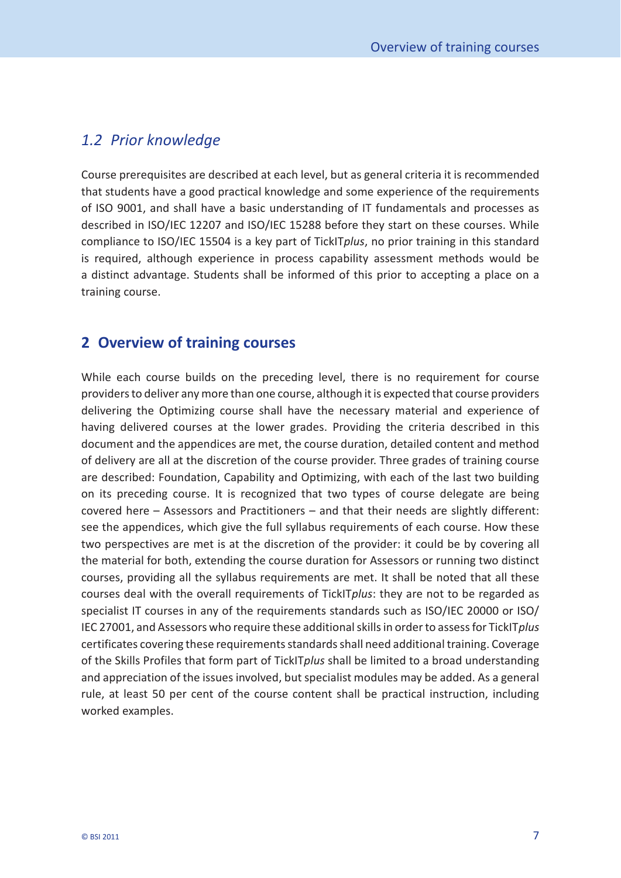### *1.2 Prior knowledge*

Course prerequisites are described at each level, but as general criteria it is recommended that students have a good practical knowledge and some experience of the requirements of ISO 9001, and shall have a basic understanding of IT fundamentals and processes as described in ISO/IEC 12207 and ISO/IEC 15288 before they start on these courses. While compliance to ISO/IEC 15504 is a key part of TickIT*plus*, no prior training in this standard is required, although experience in process capability assessment methods would be a distinct advantage. Students shall be informed of this prior to accepting a place on a training course.

## 2 Overview of training courses

While each course builds on the preceding level, there is no requirement for course providers to deliver any more than one course, although it is expected that course providers delivering the Optimizing course shall have the necessary material and experience of having delivered courses at the lower grades. Providing the criteria described in this document and the appendices are met, the course duration, detailed content and method of delivery are all at the discretion of the course provider. Three grades of training course are described: Foundation, Capability and Optimizing, with each of the last two building on its preceding course. It is recognized that two types of course delegate are being covered here – Assessors and Practitioners – and that their needs are slightly different: see the appendices, which give the full syllabus requirements of each course. How these two perspectives are met is at the discretion of the provider: it could be by covering all the material for both, extending the course duration for Assessors or running two distinct courses, providing all the syllabus requirements are met. It shall be noted that all these courses deal with the overall requirements of TickIT*plus*: they are not to be regarded as specialist IT courses in any of the requirements standards such as ISO/IEC 20000 or ISO/IEC 27001, and Assessors who require these additional skills in order to assess for TickIT*plus* certificates covering these requirements standards shall need additional training. Coverage of the Skills Profiles that form part of TickIT*plus* shall be limited to a broad understanding and appreciation of the issues involved, but specialist modules may be added. As a general rule, at least 50 per cent of the course content shall be practical instruction, including worked examples.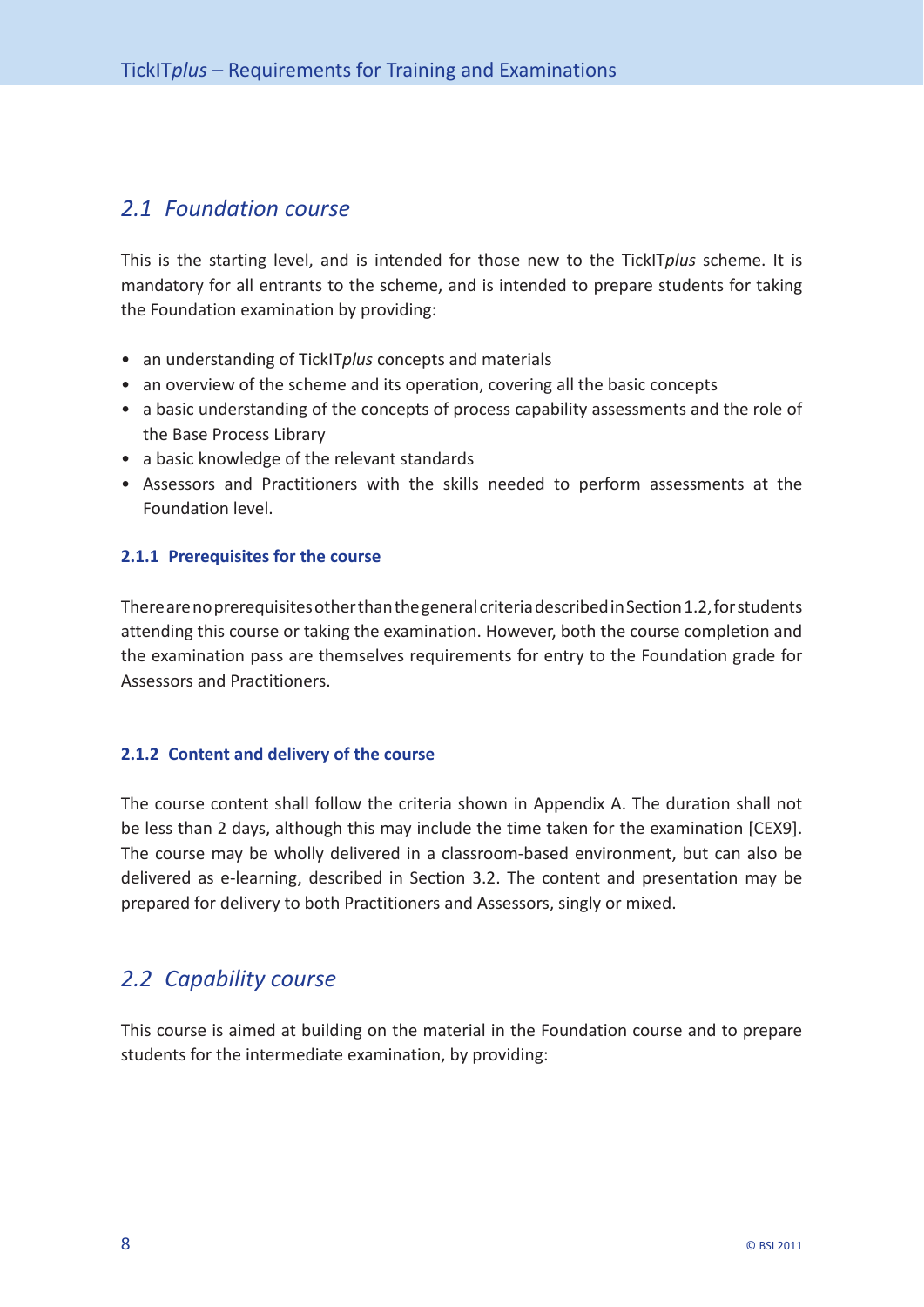## *2.1 Foundation course*

This is the starting level, and is intended for those new to the TickIT*plus* scheme. It is mandatory for all entrants to the scheme, and is intended to prepare students for taking the Foundation examination by providing:

- an understanding of TickIT*plus* concepts and materials
- an overview of the scheme and its operation, covering all the basic concepts
- a basic understanding of the concepts of process capability assessments and the role of the Base Process Library
- a basic knowledge of the relevant standards
- Assessors and Practitioners with the skills needed to perform assessments at the Foundation level.

### 2.1.1 Prerequisites for the course

There are no prerequisites other than the general criteria described in Section 1.2, for students attending this course or taking the examination. However, both the course completion and the examination pass are themselves requirements for entry to the Foundation grade for Assessors and Practitioners.

### 2.1.2 Content and delivery of the course

The course content shall follow the criteria shown in Appendix A. The duration shall not be less than 2 days, although this may include the time taken for the examination [CEX9]. The course may be wholly delivered in a classroom-based environment, but can also be delivered as e-learning, described in Section 3.2. The content and presentation may be prepared for delivery to both Practitioners and Assessors, singly or mixed.

## *2.2 Capability course*

This course is aimed at building on the material in the Foundation course and to prepare students for the intermediate examination, by providing: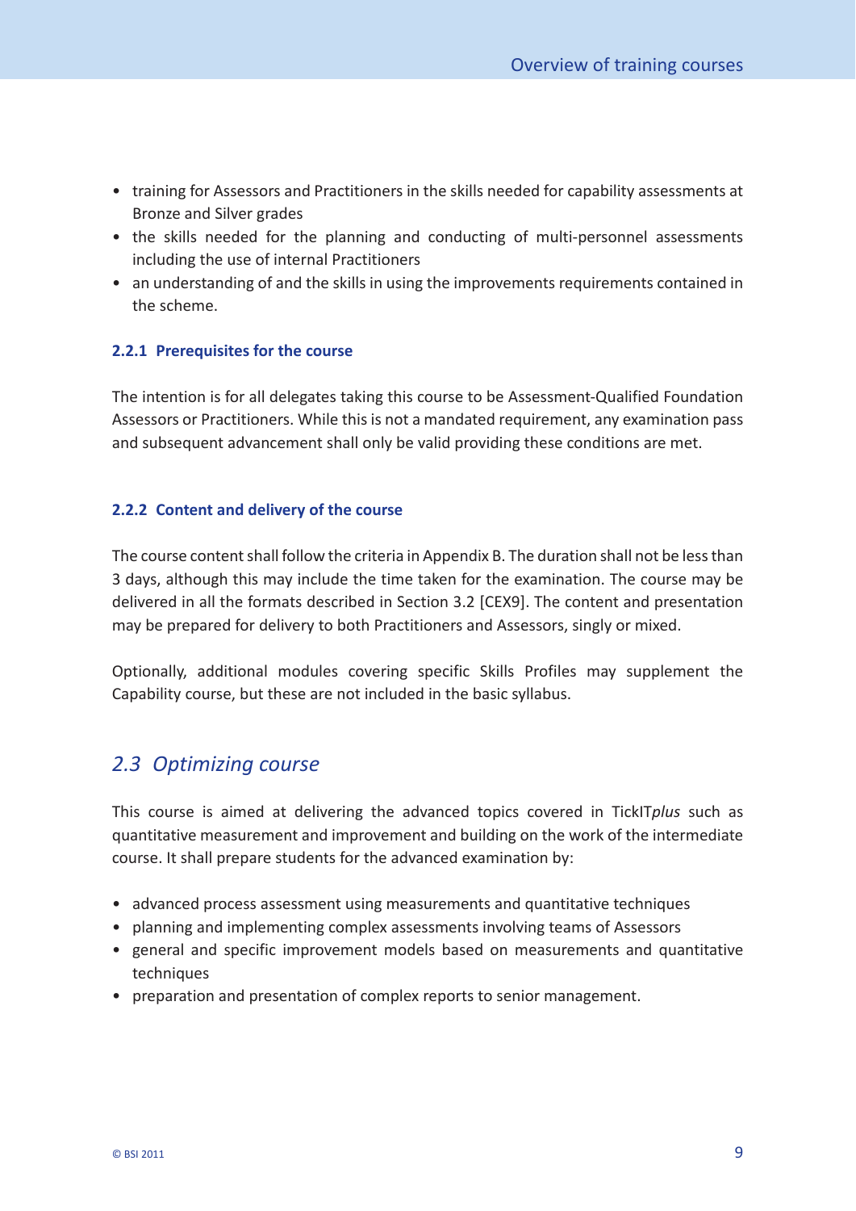- training for Assessors and Practitioners in the skills needed for capability assessments at Bronze and Silver grades
- the skills needed for the planning and conducting of multi-personnel assessments including the use of internal Practitioners
- an understanding of and the skills in using the improvements requirements contained in the scheme.

### 2.2.1 Prerequisites for the course

The intention is for all delegates taking this course to be Assessment-Qualified Foundation Assessors or Practitioners. While this is not a mandated requirement, any examination pass and subsequent advancement shall only be valid providing these conditions are met.

### 2.2.2 Content and delivery of the course

The course content shall follow the criteria in Appendix B. The duration shall not be less than 3 days, although this may include the time taken for the examination. The course may be delivered in all the formats described in Section 3.2 [CEX9]. The content and presentation may be prepared for delivery to both Practitioners and Assessors, singly or mixed.

Optionally, additional modules covering specific Skills Profiles may supplement the Capability course, but these are not included in the basic syllabus.

## *2.3 Optimizing course*

This course is aimed at delivering the advanced topics covered in TickIT*plus* such as quantitative measurement and improvement and building on the work of the intermediate course. It shall prepare students for the advanced examination by:

- advanced process assessment using measurements and quantitative techniques
- planning and implementing complex assessments involving teams of Assessors
- general and specific improvement models based on measurements and quantitative techniques
- preparation and presentation of complex reports to senior management.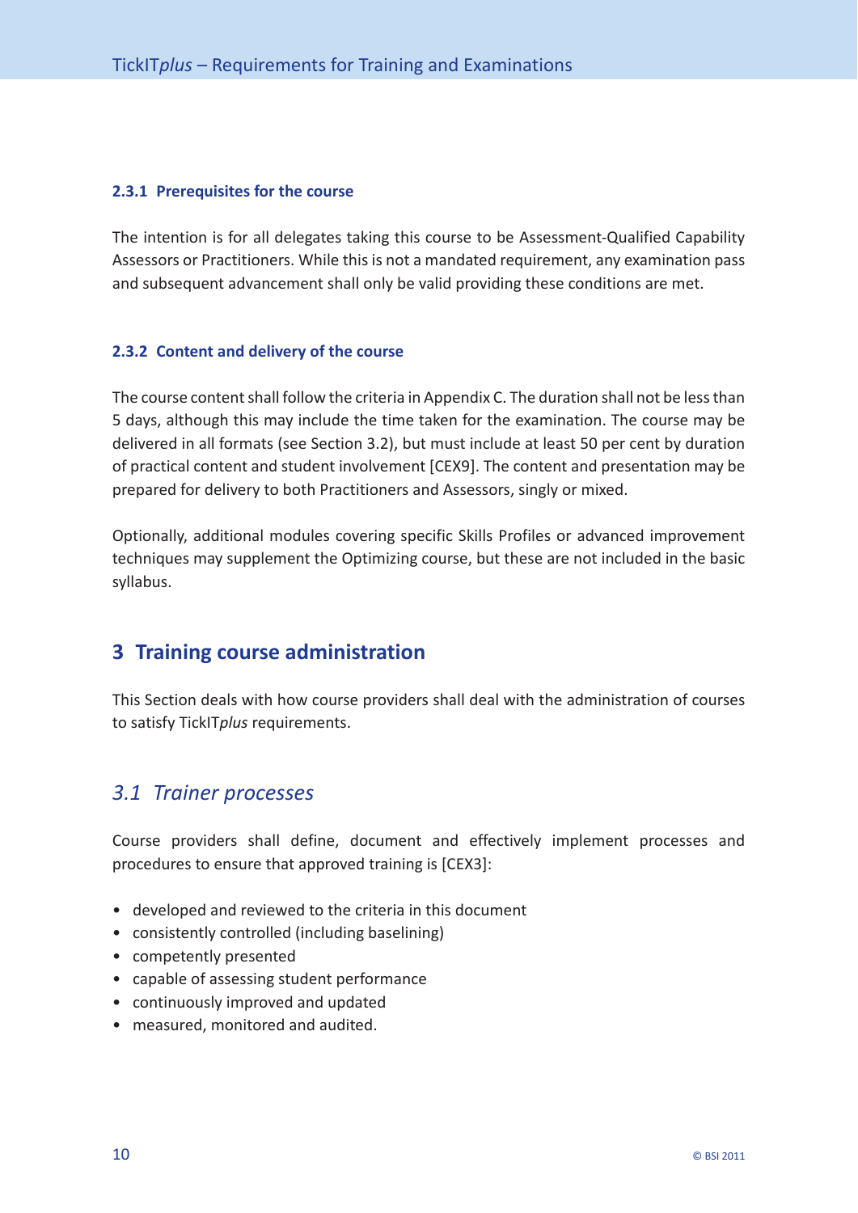#### 2.3.1 Prerequisites for the course

The intention is for all delegates taking this course to be Assessment-Qualified Capability Assessors or Practitioners. While this is not a mandated requirement, any examination pass and subsequent advancement shall only be valid providing these conditions are met.

#### 2.3.2 Content and delivery of the course

The course content shall follow the criteria in Appendix C. The duration shall not be less than 5 days, although this may include the time taken for the examination. The course may be delivered in all formats (see Section 3.2), but must include at least 50 per cent by duration of practical content and student involvement [CEX9]. The content and presentation may be prepared for delivery to both Practitioners and Assessors, singly or mixed.

Optionally, additional modules covering specific Skills Profiles or advanced improvement techniques may supplement the Optimizing course, but these are not included in the basic syllabus.

## 3 Training course administration

This Section deals with how course providers shall deal with the administration of courses to satisfy TickIT*plus* requirements.

### *3.1 Trainer processes*

Course providers shall define, document and effectively implement processes and procedures to ensure that approved training is [CEX3]:

- developed and reviewed to the criteria in this document
- consistently controlled (including baselining)
- competently presented
- capable of assessing student performance
- continuously improved and updated
- measured, monitored and audited.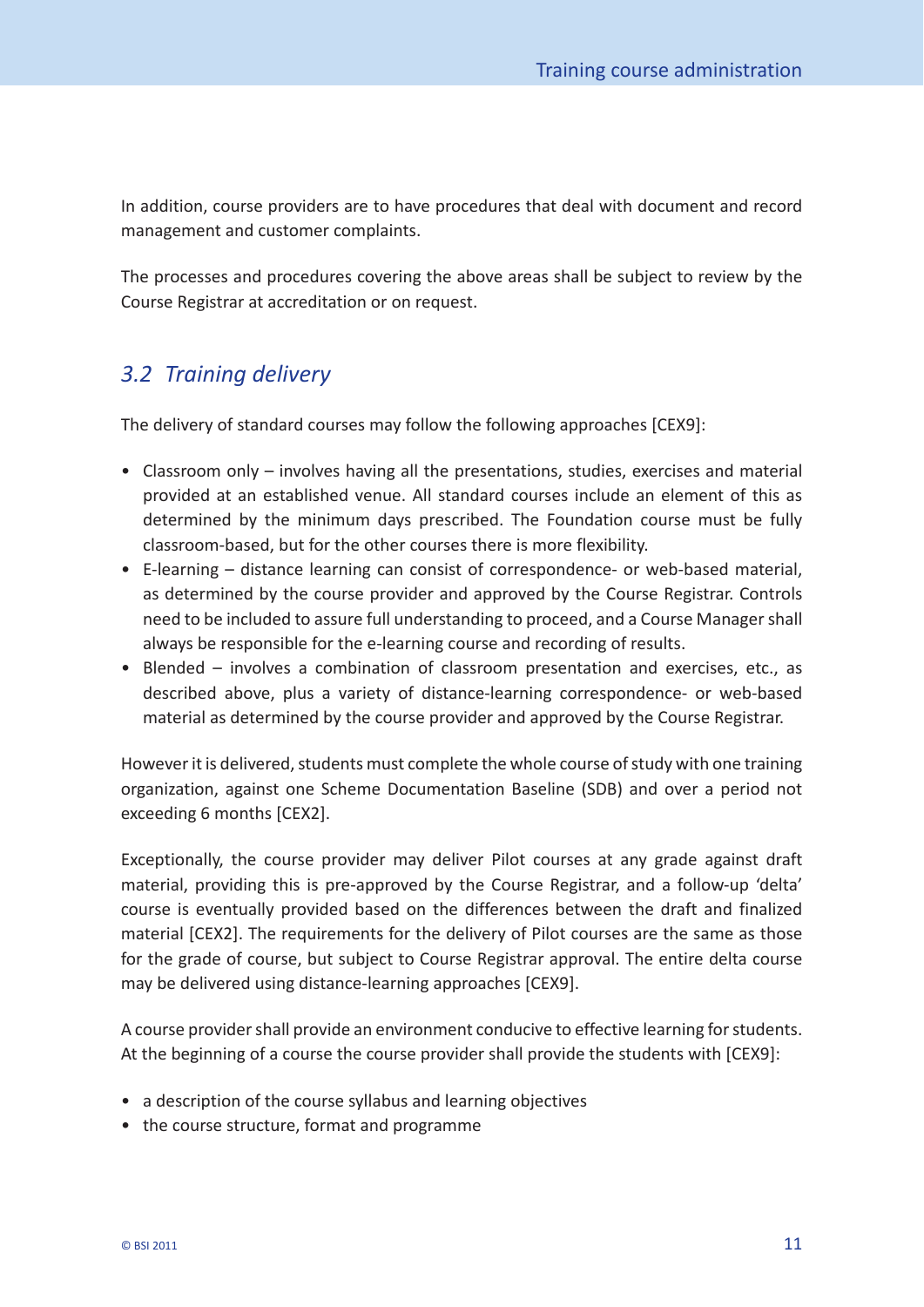In addition, course providers are to have procedures that deal with document and record management and customer complaints.

The processes and procedures covering the above areas shall be subject to review by the Course Registrar at accreditation or on request.

## *3.2 Training delivery*

The delivery of standard courses may follow the following approaches [CEX9]:

- Classroom only – involves having all the presentations, studies, exercises and material provided at an established venue. All standard courses include an element of this as determined by the minimum days prescribed. The Foundation course must be fully classroom-based, but for the other courses there is more flexibility.
- E-learning – distance learning can consist of correspondence- or web-based material, as determined by the course provider and approved by the Course Registrar. Controls need to be included to assure full understanding to proceed, and a Course Manager shall always be responsible for the e-learning course and recording of results.
- Blended – involves a combination of classroom presentation and exercises, etc., as described above, plus a variety of distance-learning correspondence- or web-based material as determined by the course provider and approved by the Course Registrar.

However it is delivered, students must complete the whole course of study with one training organization, against one Scheme Documentation Baseline (SDB) and over a period not exceeding 6 months [CEX2].

Exceptionally, the course provider may deliver Pilot courses at any grade against draft material, providing this is pre-approved by the Course Registrar, and a follow-up 'delta' course is eventually provided based on the differences between the draft and finalized material [CEX2]. The requirements for the delivery of Pilot courses are the same as those for the grade of course, but subject to Course Registrar approval. The entire delta course may be delivered using distance-learning approaches [CEX9].

A course provider shall provide an environment conducive to effective learning for students. At the beginning of a course the course provider shall provide the students with [CEX9]:

- a description of the course syllabus and learning objectives
- the course structure, format and programme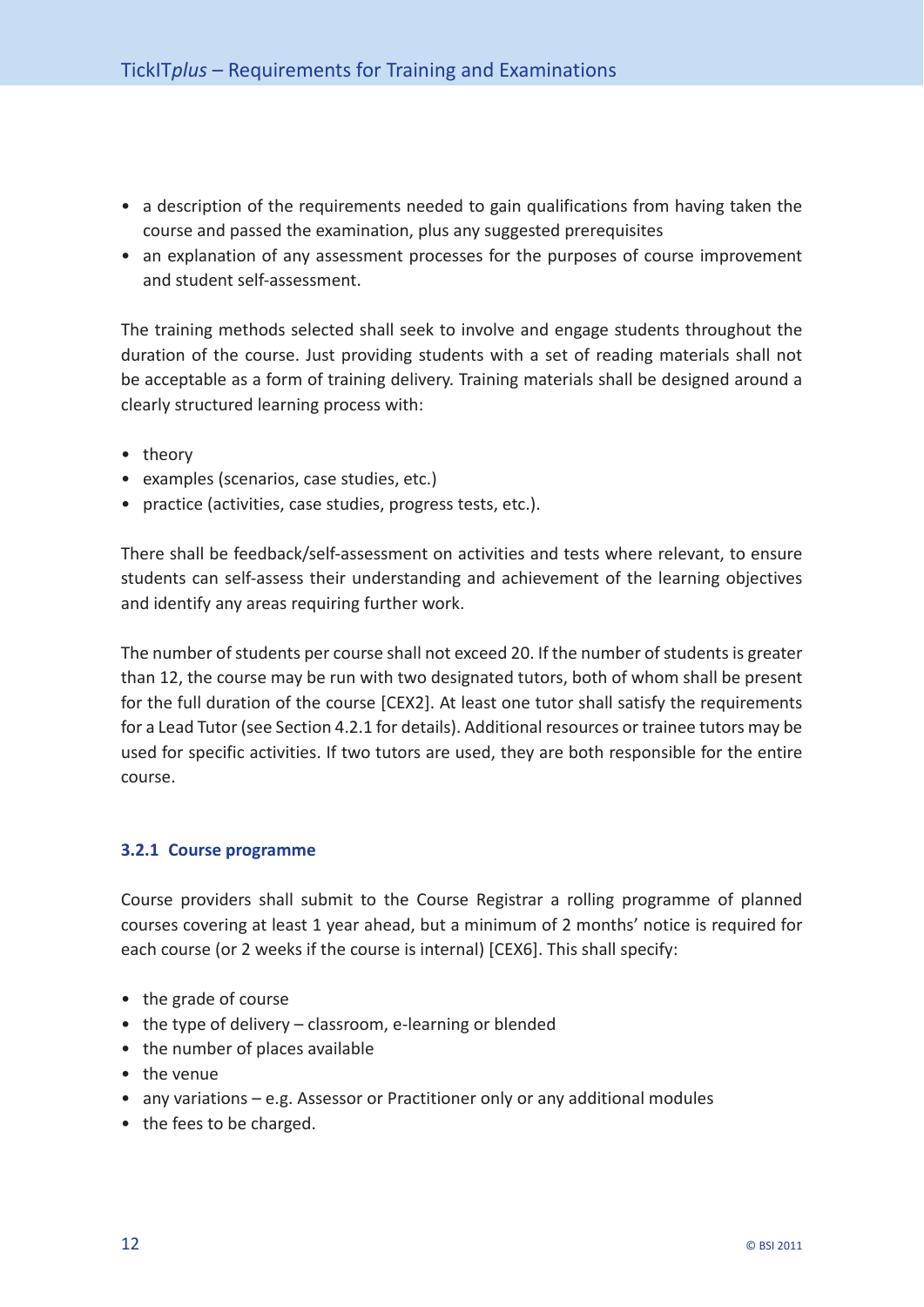- a description of the requirements needed to gain qualifications from having taken the course and passed the examination, plus any suggested prerequisites
- an explanation of any assessment processes for the purposes of course improvement and student self-assessment.

The training methods selected shall seek to involve and engage students throughout the duration of the course. Just providing students with a set of reading materials shall not be acceptable as a form of training delivery. Training materials shall be designed around a clearly structured learning process with:

- theory
- examples (scenarios, case studies, etc.)
- practice (activities, case studies, progress tests, etc.).

There shall be feedback/self-assessment on activities and tests where relevant, to ensure students can self-assess their understanding and achievement of the learning objectives and identify any areas requiring further work.

The number of students per course shall not exceed 20. If the number of students is greater than 12, the course may be run with two designated tutors, both of whom shall be present for the full duration of the course [CEX2]. At least one tutor shall satisfy the requirements for a Lead Tutor (see Section 4.2.1 for details). Additional resources or trainee tutors may be used for specific activities. If two tutors are used, they are both responsible for the entire course.

### 3.2.1 Course programme

Course providers shall submit to the Course Registrar a rolling programme of planned courses covering at least 1 year ahead, but a minimum of 2 months' notice is required for each course (or 2 weeks if the course is internal) [CEX6]. This shall specify:

- the grade of course
- the type of delivery – classroom, e-learning or blended
- the number of places available
- the venue
- any variations – e.g. Assessor or Practitioner only or any additional modules
- the fees to be charged.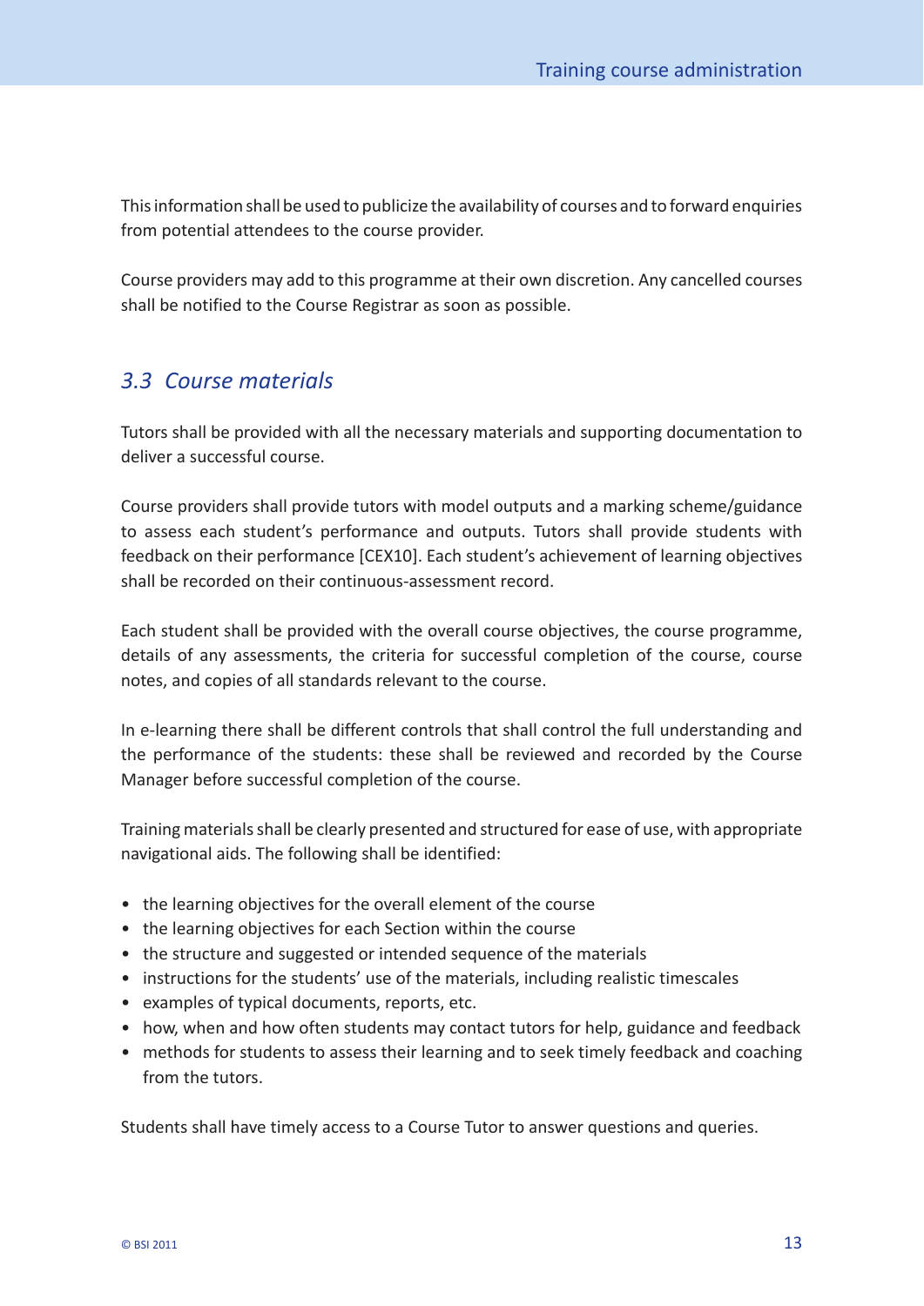This information shall be used to publicize the availability of courses and to forward enquiries from potential attendees to the course provider.

Course providers may add to this programme at their own discretion. Any cancelled courses shall be notified to the Course Registrar as soon as possible.

## *3.3 Course materials*

Tutors shall be provided with all the necessary materials and supporting documentation to deliver a successful course.

Course providers shall provide tutors with model outputs and a marking scheme/guidance to assess each student's performance and outputs. Tutors shall provide students with feedback on their performance [CEX10]. Each student's achievement of learning objectives shall be recorded on their continuous-assessment record.

Each student shall be provided with the overall course objectives, the course programme, details of any assessments, the criteria for successful completion of the course, course notes, and copies of all standards relevant to the course.

In e-learning there shall be different controls that shall control the full understanding and the performance of the students: these shall be reviewed and recorded by the Course Manager before successful completion of the course.

Training materials shall be clearly presented and structured for ease of use, with appropriate navigational aids. The following shall be identified:

- the learning objectives for the overall element of the course
- the learning objectives for each Section within the course
- the structure and suggested or intended sequence of the materials
- instructions for the students' use of the materials, including realistic timescales
- examples of typical documents, reports, etc.
- how, when and how often students may contact tutors for help, guidance and feedback
- methods for students to assess their learning and to seek timely feedback and coaching from the tutors.

Students shall have timely access to a Course Tutor to answer questions and queries.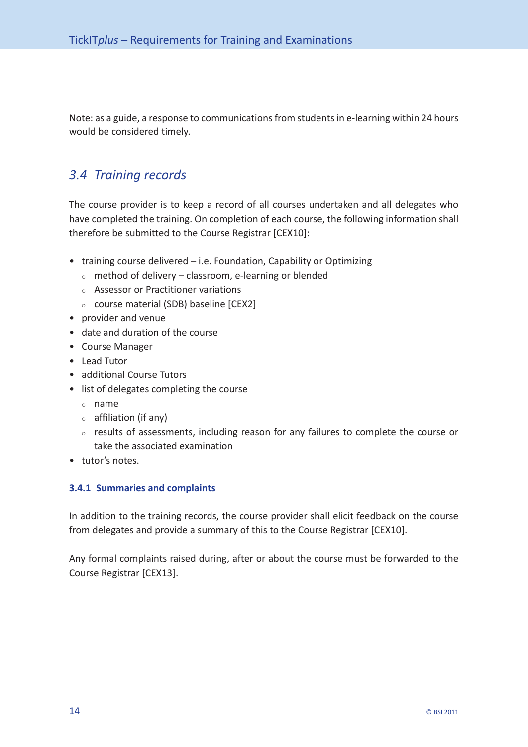Note: as a guide, a response to communications from students in e-learning within 24 hours would be considered timely.

## *3.4 Training records*

The course provider is to keep a record of all courses undertaken and all delegates who have completed the training. On completion of each course, the following information shall therefore be submitted to the Course Registrar [CEX10]:

- training course delivered – i.e. Foundation, Capability or Optimizing
  - method of delivery – classroom, e-learning or blended
  - Assessor or Practitioner variations
  - course material (SDB) baseline [CEX2]
- provider and venue
- date and duration of the course
- Course Manager
- Lead Tutor
- additional Course Tutors
- list of delegates completing the course
  - name
  - affiliation (if any)
  - results of assessments, including reason for any failures to complete the course or take the associated examination
- tutor's notes.

### 3.4.1 Summaries and complaints

In addition to the training records, the course provider shall elicit feedback on the course from delegates and provide a summary of this to the Course Registrar [CEX10].

Any formal complaints raised during, after or about the course must be forwarded to the Course Registrar [CEX13].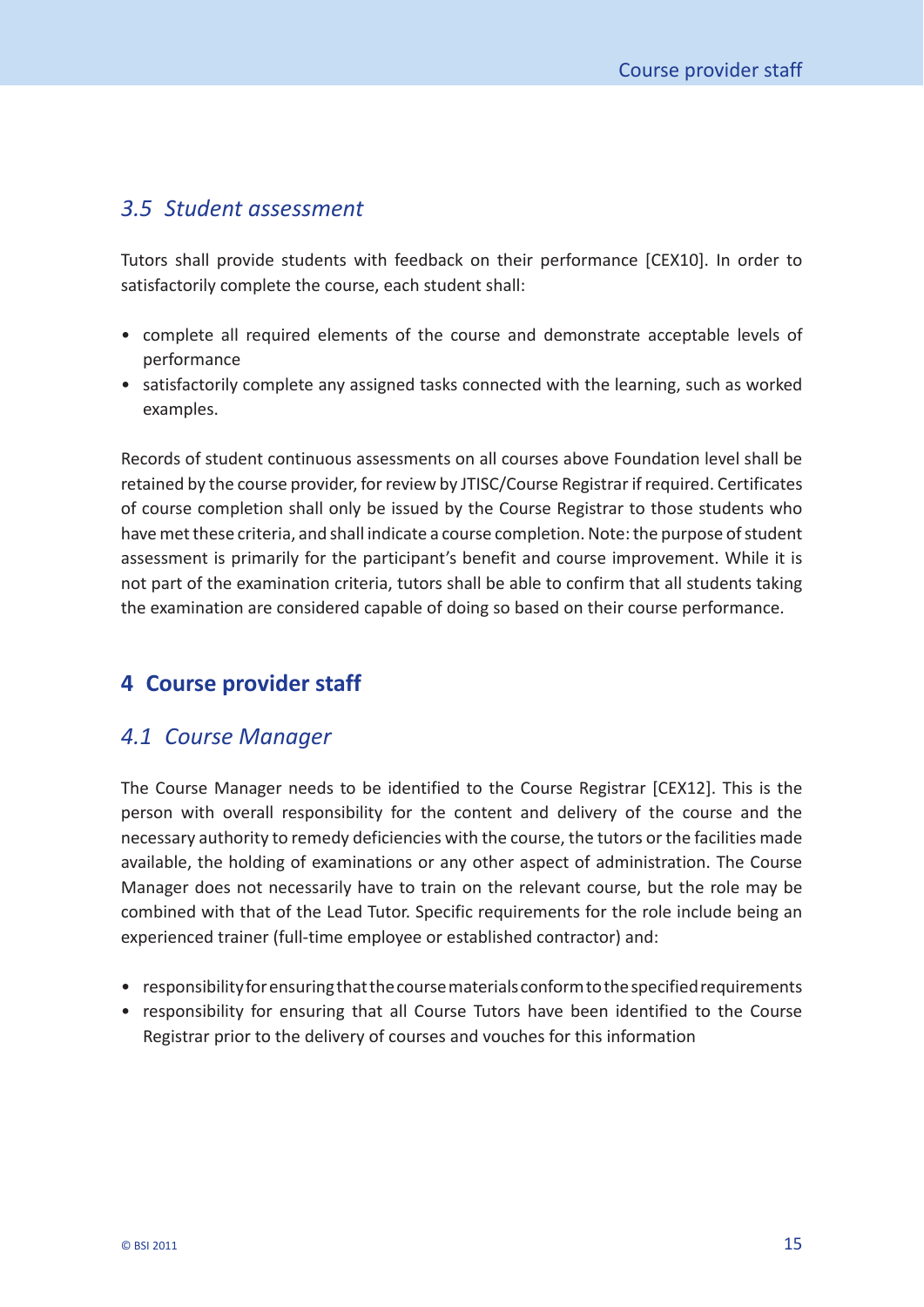### *3.5 Student assessment*

Tutors shall provide students with feedback on their performance [CEX10]. In order to satisfactorily complete the course, each student shall:

- complete all required elements of the course and demonstrate acceptable levels of performance
- satisfactorily complete any assigned tasks connected with the learning, such as worked examples.

Records of student continuous assessments on all courses above Foundation level shall be retained by the course provider, for review by JTISC/Course Registrar if required. Certificates of course completion shall only be issued by the Course Registrar to those students who have met these criteria, and shall indicate a course completion. Note: the purpose of student assessment is primarily for the participant's benefit and course improvement. While it is not part of the examination criteria, tutors shall be able to confirm that all students taking the examination are considered capable of doing so based on their course performance.

## 4 Course provider staff

### *4.1 Course Manager*

The Course Manager needs to be identified to the Course Registrar [CEX12]. This is the person with overall responsibility for the content and delivery of the course and the necessary authority to remedy deficiencies with the course, the tutors or the facilities made available, the holding of examinations or any other aspect of administration. The Course Manager does not necessarily have to train on the relevant course, but the role may be combined with that of the Lead Tutor. Specific requirements for the role include being an experienced trainer (full-time employee or established contractor) and:

- responsibility for ensuring that the course materials conform to the specified requirements
- responsibility for ensuring that all Course Tutors have been identified to the Course Registrar prior to the delivery of courses and vouches for this information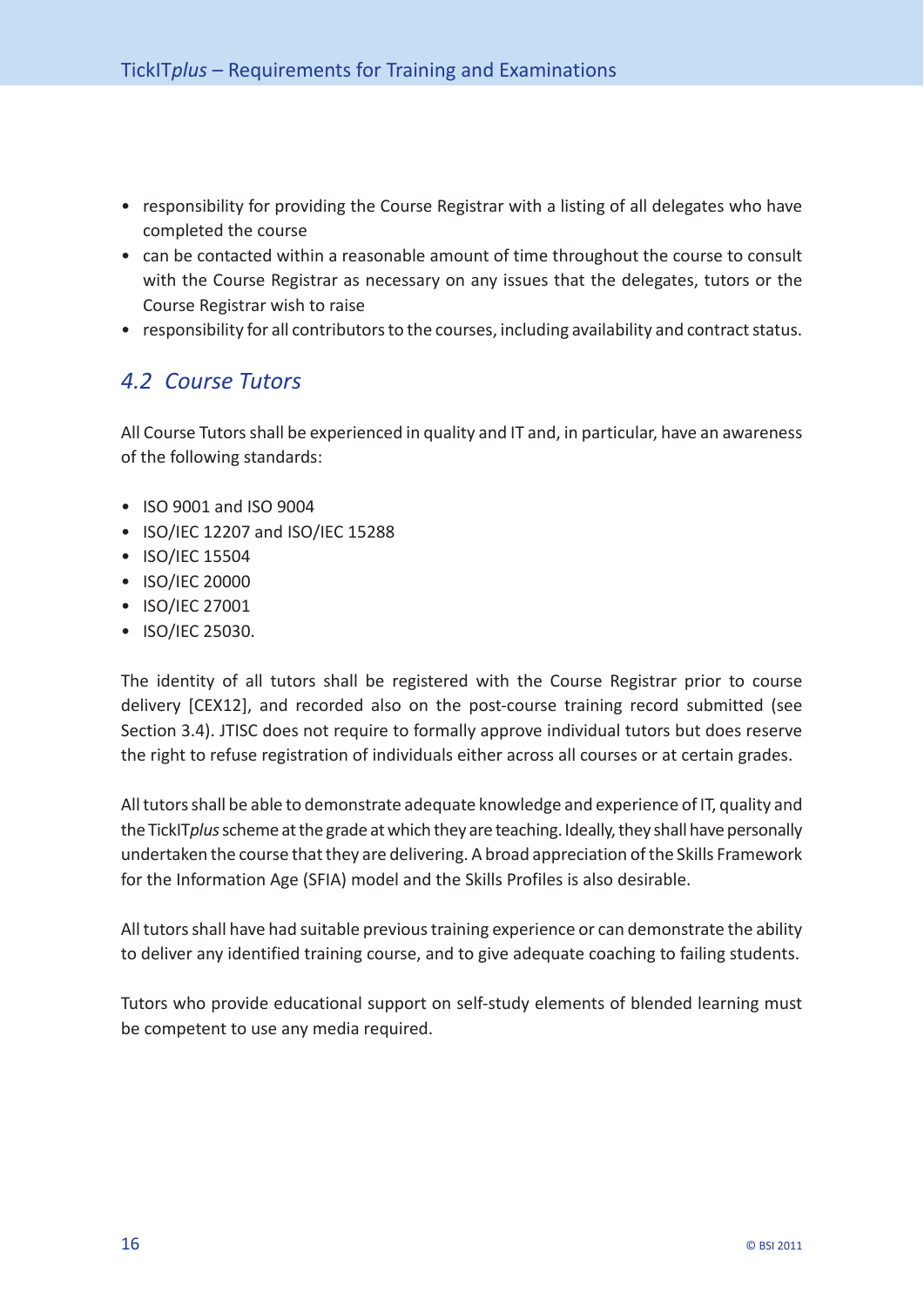- responsibility for providing the Course Registrar with a listing of all delegates who have completed the course
- can be contacted within a reasonable amount of time throughout the course to consult with the Course Registrar as necessary on any issues that the delegates, tutors or the Course Registrar wish to raise
- responsibility for all contributors to the courses, including availability and contract status.

## *4.2 Course Tutors*

All Course Tutors shall be experienced in quality and IT and, in particular, have an awareness of the following standards:

- ISO 9001 and ISO 9004
- ISO/IEC 12207 and ISO/IEC 15288
- ISO/IEC 15504
- ISO/IEC 20000
- ISO/IEC 27001
- ISO/IEC 25030.

The identity of all tutors shall be registered with the Course Registrar prior to course delivery [CEX12], and recorded also on the post-course training record submitted (see Section 3.4). JTISC does not require to formally approve individual tutors but does reserve the right to refuse registration of individuals either across all courses or at certain grades.

All tutors shall be able to demonstrate adequate knowledge and experience of IT, quality and the TickIT*plus* scheme at the grade at which they are teaching. Ideally, they shall have personally undertaken the course that they are delivering. A broad appreciation of the Skills Framework for the Information Age (SFIA) model and the Skills Profiles is also desirable.

All tutors shall have had suitable previous training experience or can demonstrate the ability to deliver any identified training course, and to give adequate coaching to failing students.

Tutors who provide educational support on self-study elements of blended learning must be competent to use any media required.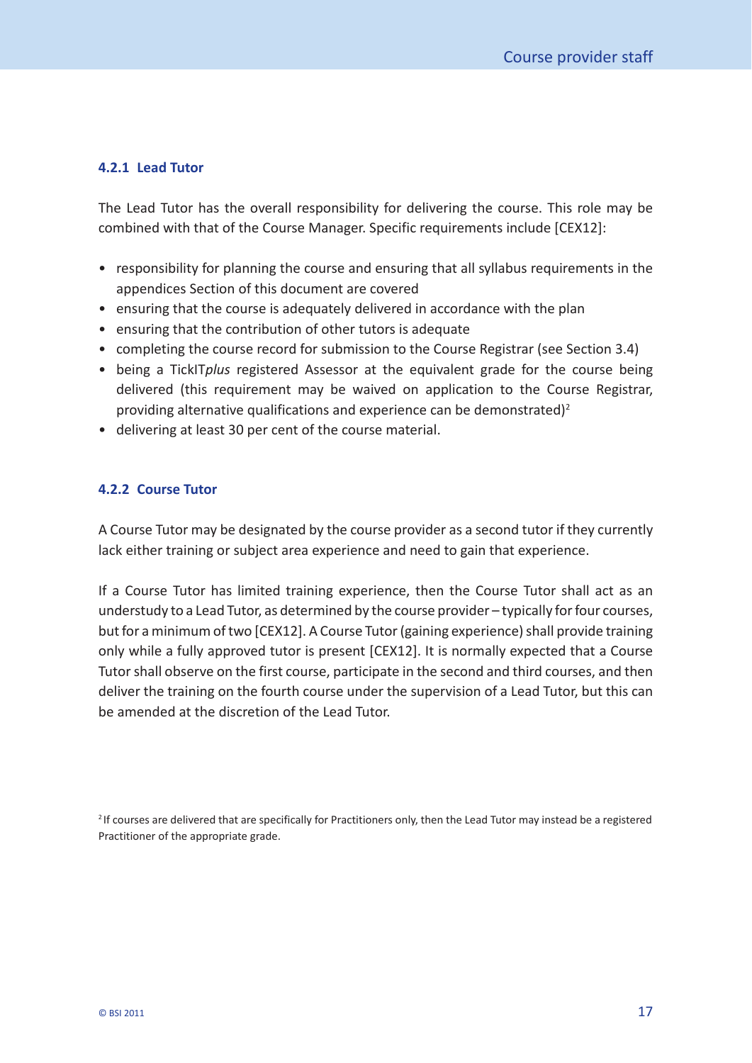### 4.2.1 Lead Tutor

The Lead Tutor has the overall responsibility for delivering the course. This role may be combined with that of the Course Manager. Specific requirements include [CEX12]:

- responsibility for planning the course and ensuring that all syllabus requirements in the appendices Section of this document are covered
- ensuring that the course is adequately delivered in accordance with the plan
- ensuring that the contribution of other tutors is adequate
- completing the course record for submission to the Course Registrar (see Section 3.4)
- being a TickIT*plus* registered Assessor at the equivalent grade for the course being delivered (this requirement may be waived on application to the Course Registrar, providing alternative qualifications and experience can be demonstrated)[2]
- delivering at least 30 per cent of the course material.

### 4.2.2 Course Tutor

A Course Tutor may be designated by the course provider as a second tutor if they currently lack either training or subject area experience and need to gain that experience.

If a Course Tutor has limited training experience, then the Course Tutor shall act as an understudy to a Lead Tutor, as determined by the course provider – typically for four courses, but for a minimum of two [CEX12]. A Course Tutor (gaining experience) shall provide training only while a fully approved tutor is present [CEX12]. It is normally expected that a Course Tutor shall observe on the first course, participate in the second and third courses, and then deliver the training on the fourth course under the supervision of a Lead Tutor, but this can be amended at the discretion of the Lead Tutor.

[2] If courses are delivered that are specifically for Practitioners only, then the Lead Tutor may instead be a registered Practitioner of the appropriate grade.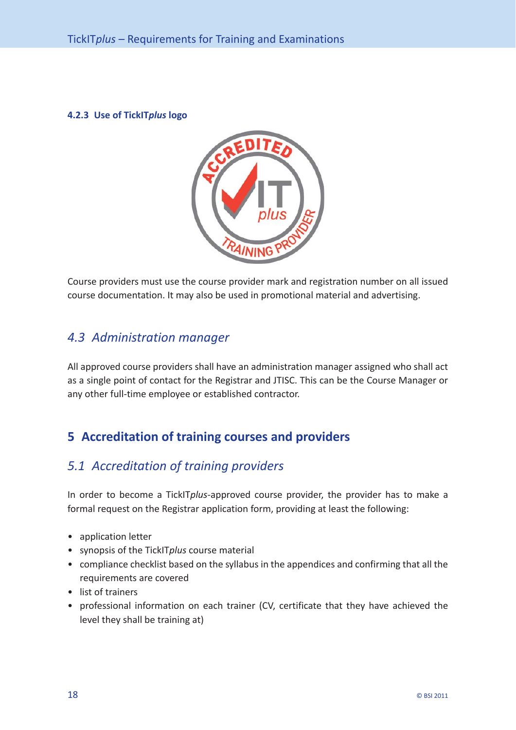#### 4.2.3 Use of TickIT*plus* logo

Course providers must use the course provider mark and registration number on all issued course documentation. It may also be used in promotional material and advertising.

### *4.3 Administration manager*

All approved course providers shall have an administration manager assigned who shall act as a single point of contact for the Registrar and JTISC. This can be the Course Manager or any other full-time employee or established contractor.

## 5 Accreditation of training courses and providers

### *5.1 Accreditation of training providers*

In order to become a TickIT*plus*-approved course provider, the provider has to make a formal request on the Registrar application form, providing at least the following:

- application letter
- synopsis of the TickIT*plus* course material
- compliance checklist based on the syllabus in the appendices and confirming that all the requirements are covered
- list of trainers
- professional information on each trainer (CV, certificate that they have achieved the level they shall be training at)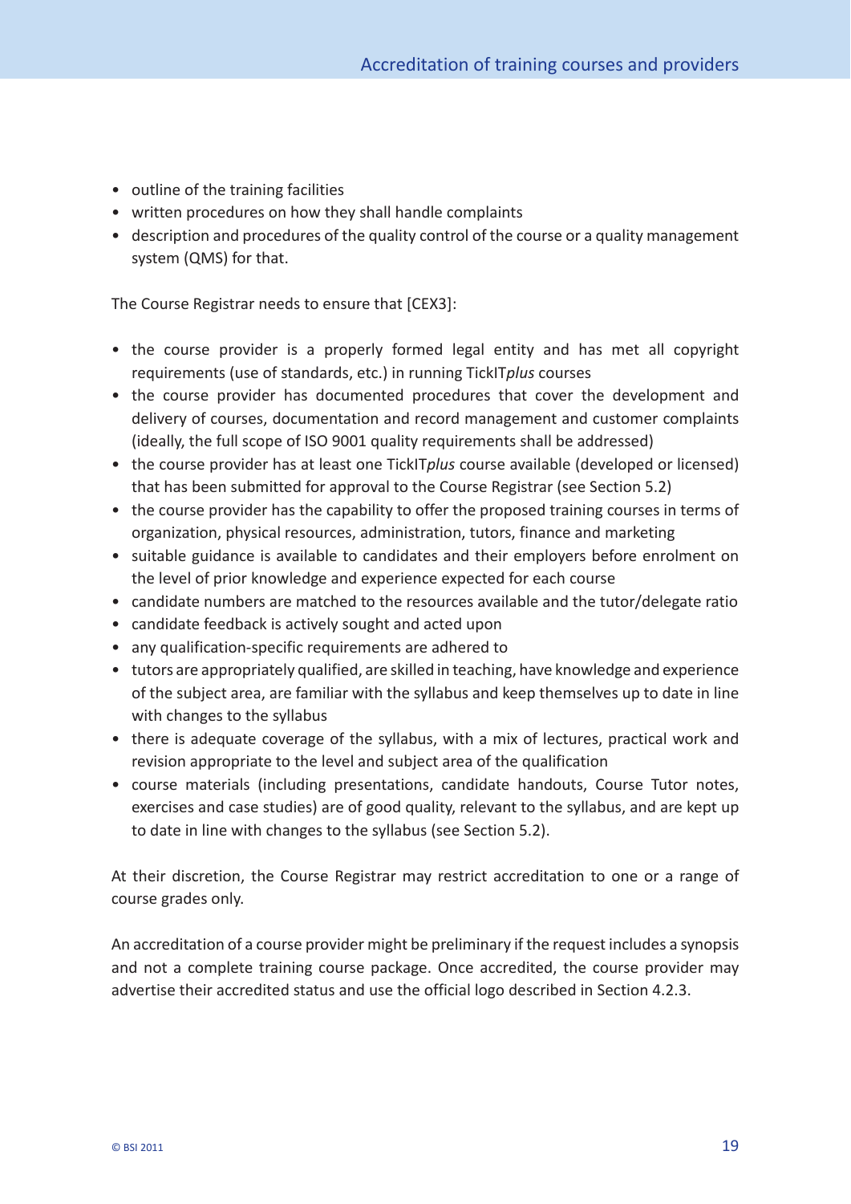- outline of the training facilities
- written procedures on how they shall handle complaints
- description and procedures of the quality control of the course or a quality management system (QMS) for that.

The Course Registrar needs to ensure that [CEX3]:

- the course provider is a properly formed legal entity and has met all copyright requirements (use of standards, etc.) in running TickIT*plus* courses
- the course provider has documented procedures that cover the development and delivery of courses, documentation and record management and customer complaints (ideally, the full scope of ISO 9001 quality requirements shall be addressed)
- the course provider has at least one TickIT*plus* course available (developed or licensed) that has been submitted for approval to the Course Registrar (see Section 5.2)
- the course provider has the capability to offer the proposed training courses in terms of organization, physical resources, administration, tutors, finance and marketing
- suitable guidance is available to candidates and their employers before enrolment on the level of prior knowledge and experience expected for each course
- candidate numbers are matched to the resources available and the tutor/delegate ratio
- candidate feedback is actively sought and acted upon
- any qualification-specific requirements are adhered to
- tutors are appropriately qualified, are skilled in teaching, have knowledge and experience of the subject area, are familiar with the syllabus and keep themselves up to date in line with changes to the syllabus
- there is adequate coverage of the syllabus, with a mix of lectures, practical work and revision appropriate to the level and subject area of the qualification
- course materials (including presentations, candidate handouts, Course Tutor notes, exercises and case studies) are of good quality, relevant to the syllabus, and are kept up to date in line with changes to the syllabus (see Section 5.2).

At their discretion, the Course Registrar may restrict accreditation to one or a range of course grades only.

An accreditation of a course provider might be preliminary if the request includes a synopsis and not a complete training course package. Once accredited, the course provider may advertise their accredited status and use the official logo described in Section 4.2.3.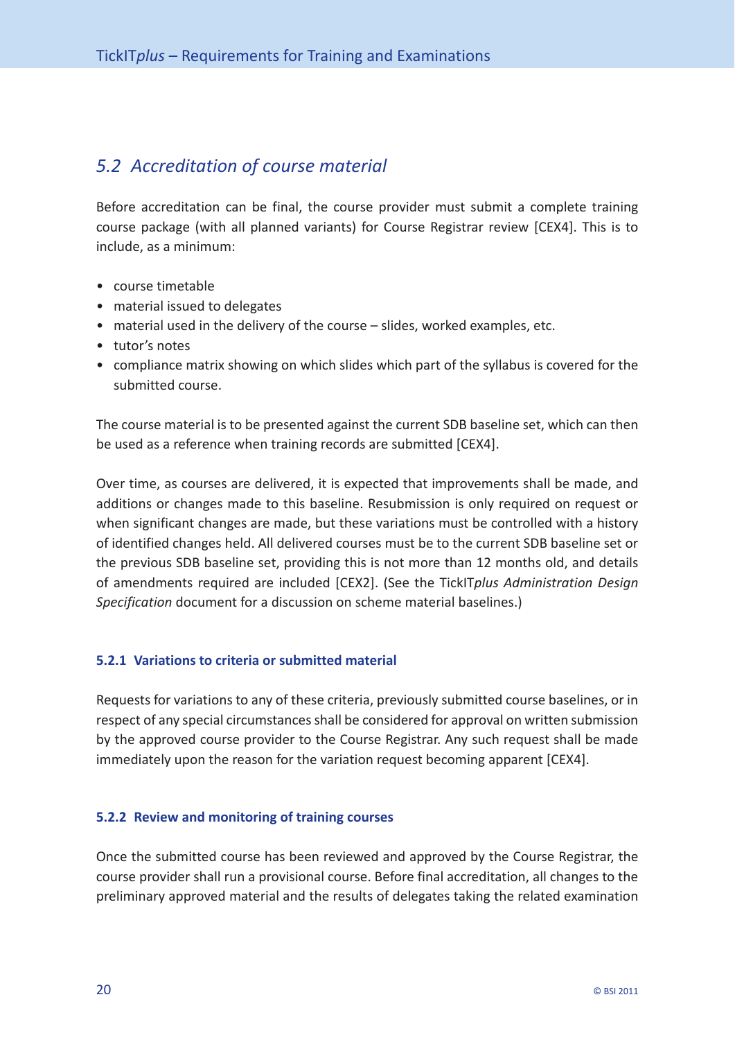## *5.2 Accreditation of course material*

Before accreditation can be final, the course provider must submit a complete training course package (with all planned variants) for Course Registrar review [CEX4]. This is to include, as a minimum:

- course timetable
- material issued to delegates
- material used in the delivery of the course – slides, worked examples, etc.
- tutor's notes
- compliance matrix showing on which slides which part of the syllabus is covered for the submitted course.

The course material is to be presented against the current SDB baseline set, which can then be used as a reference when training records are submitted [CEX4].

Over time, as courses are delivered, it is expected that improvements shall be made, and additions or changes made to this baseline. Resubmission is only required on request or when significant changes are made, but these variations must be controlled with a history of identified changes held. All delivered courses must be to the current SDB baseline set or the previous SDB baseline set, providing this is not more than 12 months old, and details of amendments required are included [CEX2]. (See the TickIT*plus Administration Design Specification* document for a discussion on scheme material baselines.)

### 5.2.1 Variations to criteria or submitted material

Requests for variations to any of these criteria, previously submitted course baselines, or in respect of any special circumstances shall be considered for approval on written submission by the approved course provider to the Course Registrar. Any such request shall be made immediately upon the reason for the variation request becoming apparent [CEX4].

### 5.2.2 Review and monitoring of training courses

Once the submitted course has been reviewed and approved by the Course Registrar, the course provider shall run a provisional course. Before final accreditation, all changes to the preliminary approved material and the results of delegates taking the related examination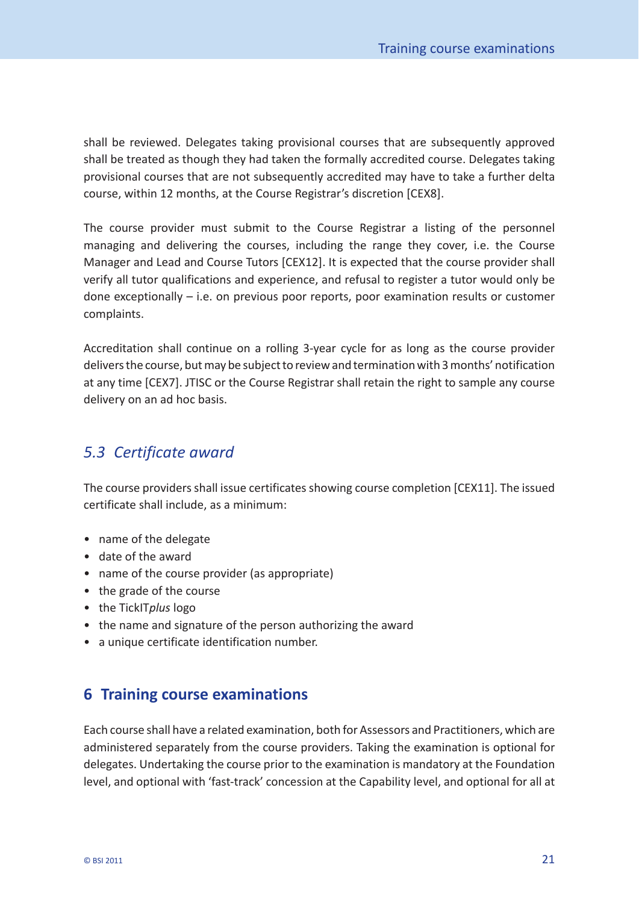shall be reviewed. Delegates taking provisional courses that are subsequently approved shall be treated as though they had taken the formally accredited course. Delegates taking provisional courses that are not subsequently accredited may have to take a further delta course, within 12 months, at the Course Registrar's discretion [CEX8].

The course provider must submit to the Course Registrar a listing of the personnel managing and delivering the courses, including the range they cover, i.e. the Course Manager and Lead and Course Tutors [CEX12]. It is expected that the course provider shall verify all tutor qualifications and experience, and refusal to register a tutor would only be done exceptionally – i.e. on previous poor reports, poor examination results or customer complaints.

Accreditation shall continue on a rolling 3-year cycle for as long as the course provider delivers the course, but may be subject to review and termination with 3 months' notification at any time [CEX7]. JTISC or the Course Registrar shall retain the right to sample any course delivery on an ad hoc basis.

### *5.3 Certificate award*

The course providers shall issue certificates showing course completion [CEX11]. The issued certificate shall include, as a minimum:

- name of the delegate
- date of the award
- name of the course provider (as appropriate)
- the grade of the course
- the TickIT*plus* logo
- the name and signature of the person authorizing the award
- a unique certificate identification number.

## 6 Training course examinations

Each course shall have a related examination, both for Assessors and Practitioners, which are administered separately from the course providers. Taking the examination is optional for delegates. Undertaking the course prior to the examination is mandatory at the Foundation level, and optional with 'fast-track' concession at the Capability level, and optional for all at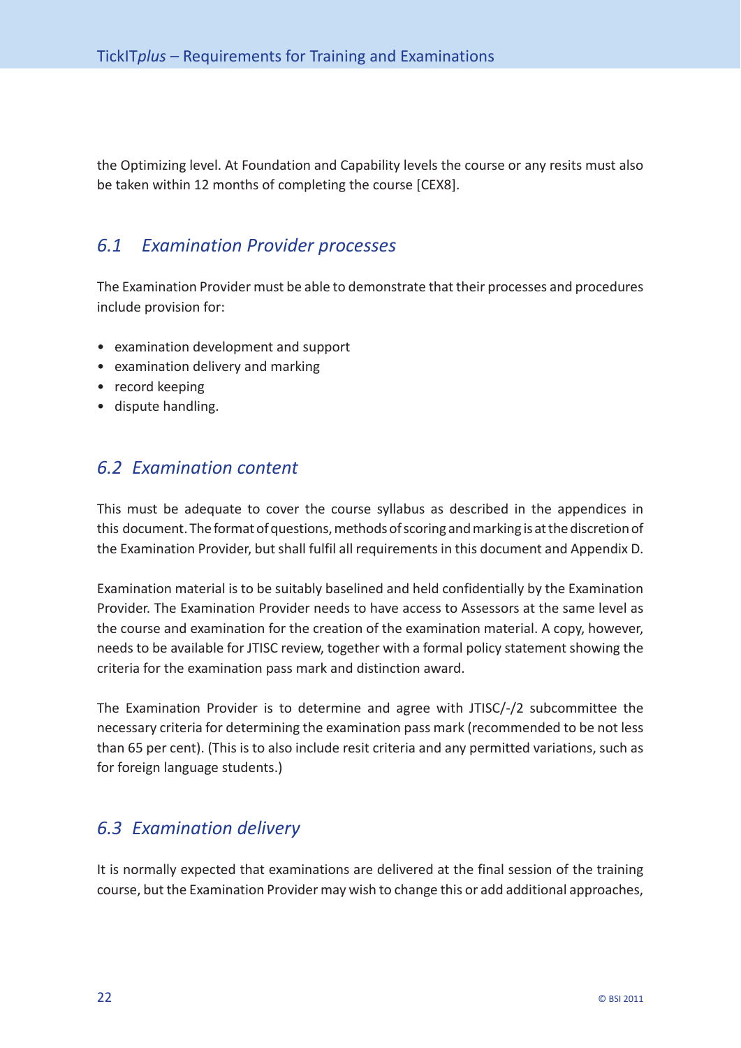the Optimizing level. At Foundation and Capability levels the course or any resits must also be taken within 12 months of completing the course [CEX8].

## *6.1 Examination Provider processes*

The Examination Provider must be able to demonstrate that their processes and procedures include provision for:

- examination development and support
- examination delivery and marking
- record keeping
- dispute handling.

## *6.2 Examination content*

This must be adequate to cover the course syllabus as described in the appendices in this document. The format of questions, methods of scoring and marking is at the discretion of the Examination Provider, but shall fulfil all requirements in this document and Appendix D.

Examination material is to be suitably baselined and held confidentially by the Examination Provider. The Examination Provider needs to have access to Assessors at the same level as the course and examination for the creation of the examination material. A copy, however, needs to be available for JTISC review, together with a formal policy statement showing the criteria for the examination pass mark and distinction award.

The Examination Provider is to determine and agree with JTISC/-/2 subcommittee the necessary criteria for determining the examination pass mark (recommended to be not less than 65 per cent). (This is to also include resit criteria and any permitted variations, such as for foreign language students.)

## *6.3 Examination delivery*

It is normally expected that examinations are delivered at the final session of the training course, but the Examination Provider may wish to change this or add additional approaches,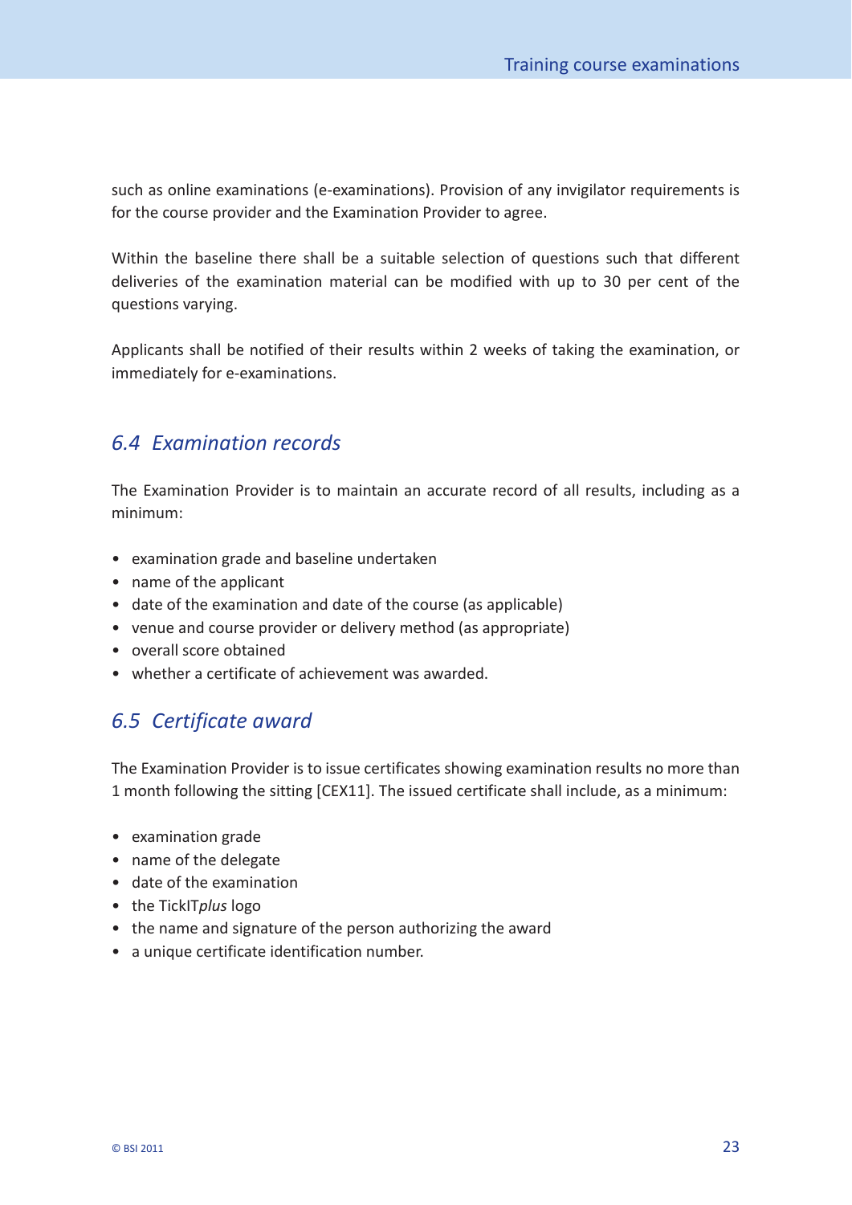such as online examinations (e-examinations). Provision of any invigilator requirements is for the course provider and the Examination Provider to agree.

Within the baseline there shall be a suitable selection of questions such that different deliveries of the examination material can be modified with up to 30 per cent of the questions varying.

Applicants shall be notified of their results within 2 weeks of taking the examination, or immediately for e-examinations.

## *6.4 Examination records*

The Examination Provider is to maintain an accurate record of all results, including as a minimum:

- examination grade and baseline undertaken
- name of the applicant
- date of the examination and date of the course (as applicable)
- venue and course provider or delivery method (as appropriate)
- overall score obtained
- whether a certificate of achievement was awarded.

## *6.5 Certificate award*

The Examination Provider is to issue certificates showing examination results no more than 1 month following the sitting [CEX11]. The issued certificate shall include, as a minimum:

- examination grade
- name of the delegate
- date of the examination
- the TickIT*plus* logo
- the name and signature of the person authorizing the award
- a unique certificate identification number.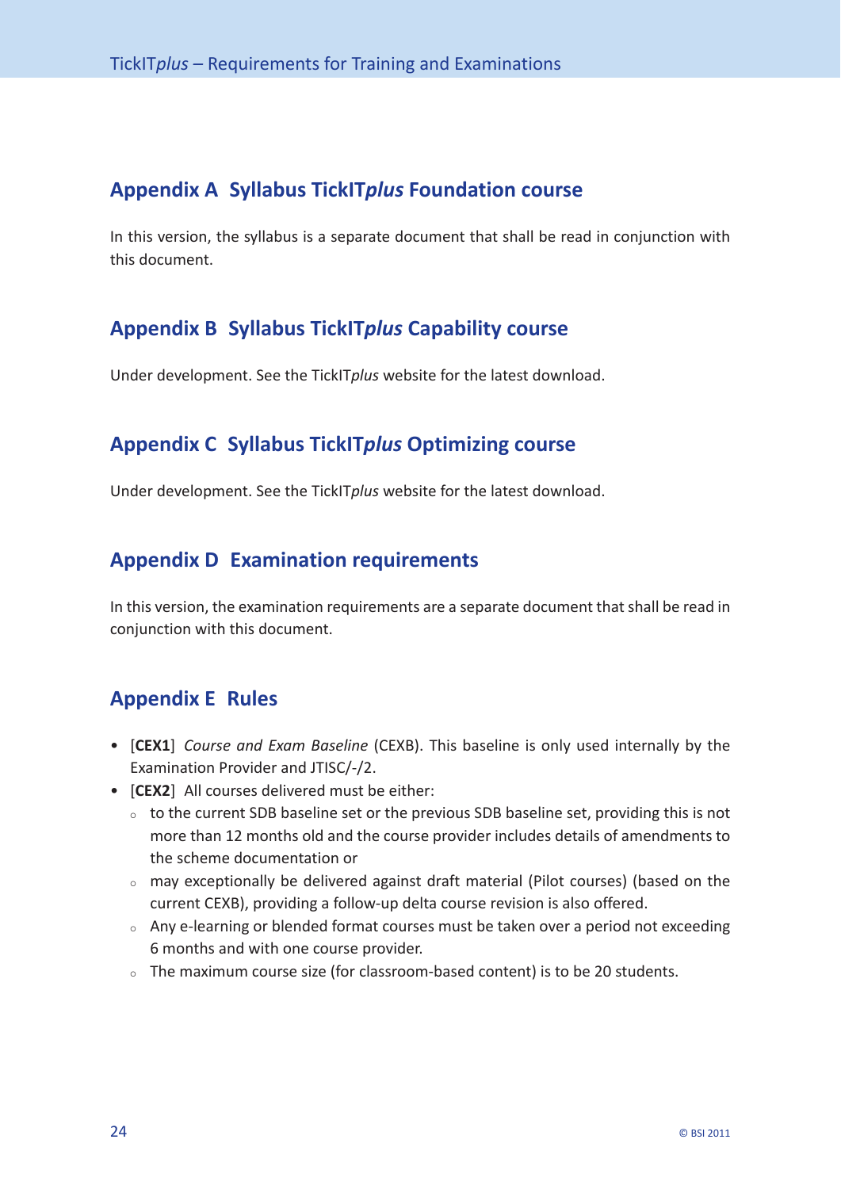## Appendix A Syllabus TickIT*plus* Foundation course

In this version, the syllabus is a separate document that shall be read in conjunction with this document.

## Appendix B Syllabus TickIT*plus* Capability course

Under development. See the TickIT*plus* website for the latest download.

## Appendix C Syllabus TickIT*plus* Optimizing course

Under development. See the TickIT*plus* website for the latest download.

## Appendix D Examination requirements

In this version, the examination requirements are a separate document that shall be read in conjunction with this document.

## Appendix E Rules

- [**CEX1**] *Course and Exam Baseline* (CEXB). This baseline is only used internally by the Examination Provider and JTISC/-/2.
- [**CEX2**] All courses delivered must be either:
  - to the current SDB baseline set or the previous SDB baseline set, providing this is not more than 12 months old and the course provider includes details of amendments to the scheme documentation or
  - may exceptionally be delivered against draft material (Pilot courses) (based on the current CEXB), providing a follow-up delta course revision is also offered.
  - Any e-learning or blended format courses must be taken over a period not exceeding 6 months and with one course provider.
  - The maximum course size (for classroom-based content) is to be 20 students.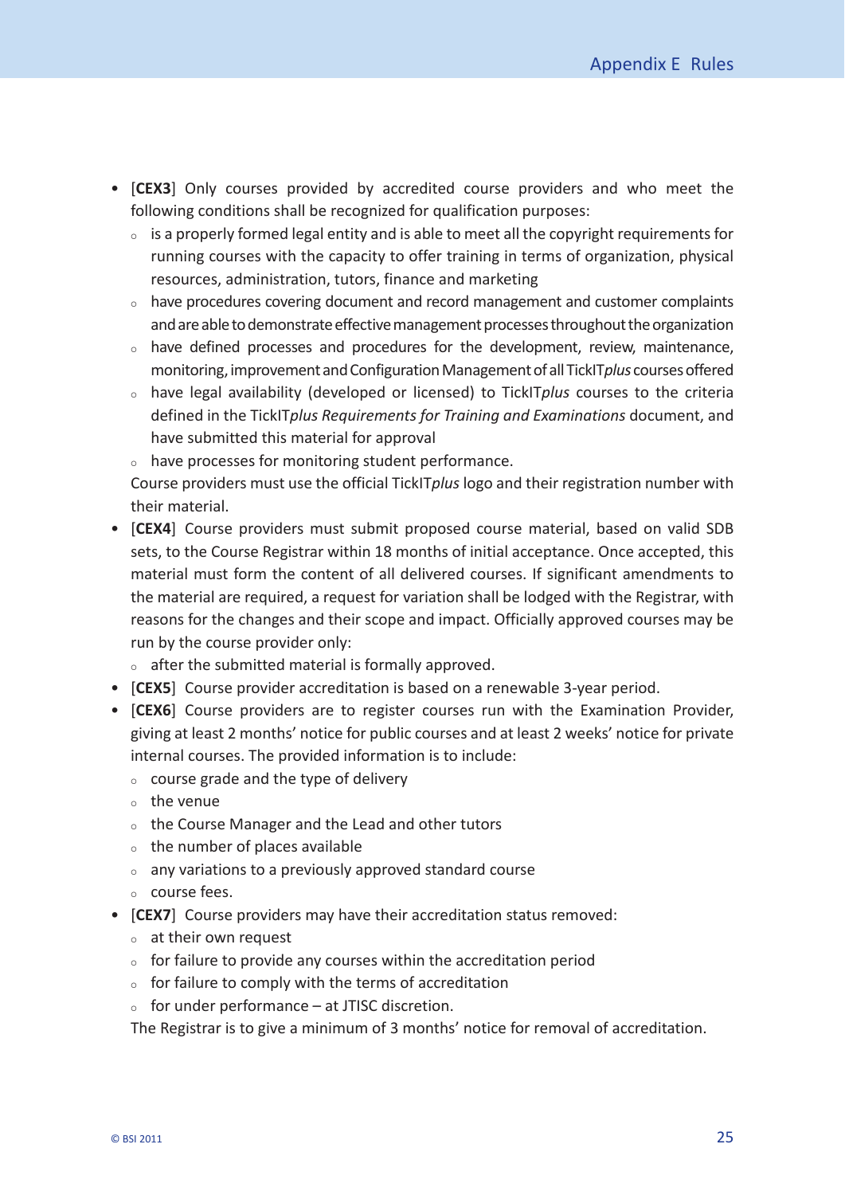- [**CEX3**] Only courses provided by accredited course providers and who meet the following conditions shall be recognized for qualification purposes:
  - is a properly formed legal entity and is able to meet all the copyright requirements for running courses with the capacity to offer training in terms of organization, physical resources, administration, tutors, finance and marketing
  - have procedures covering document and record management and customer complaints and are able to demonstrate effective management processes throughout the organization
  - have defined processes and procedures for the development, review, maintenance, monitoring, improvement and Configuration Management of all TickIT*plus* courses offered
  - have legal availability (developed or licensed) to TickIT*plus* courses to the criteria defined in the TickIT*plus Requirements for Training and Examinations* document, and have submitted this material for approval
  - have processes for monitoring student performance.

  Course providers must use the official TickIT*plus* logo and their registration number with their material.
- [**CEX4**] Course providers must submit proposed course material, based on valid SDB sets, to the Course Registrar within 18 months of initial acceptance. Once accepted, this material must form the content of all delivered courses. If significant amendments to the material are required, a request for variation shall be lodged with the Registrar, with reasons for the changes and their scope and impact. Officially approved courses may be run by the course provider only:
  - after the submitted material is formally approved.
- [**CEX5**] Course provider accreditation is based on a renewable 3-year period.
- [**CEX6**] Course providers are to register courses run with the Examination Provider, giving at least 2 months' notice for public courses and at least 2 weeks' notice for private internal courses. The provided information is to include:
  - course grade and the type of delivery
  - the venue
  - the Course Manager and the Lead and other tutors
  - the number of places available
  - any variations to a previously approved standard course
  - course fees.
- [**CEX7**] Course providers may have their accreditation status removed:
  - at their own request
  - for failure to provide any courses within the accreditation period
  - for failure to comply with the terms of accreditation
  - for under performance – at JTISC discretion.

  The Registrar is to give a minimum of 3 months' notice for removal of accreditation.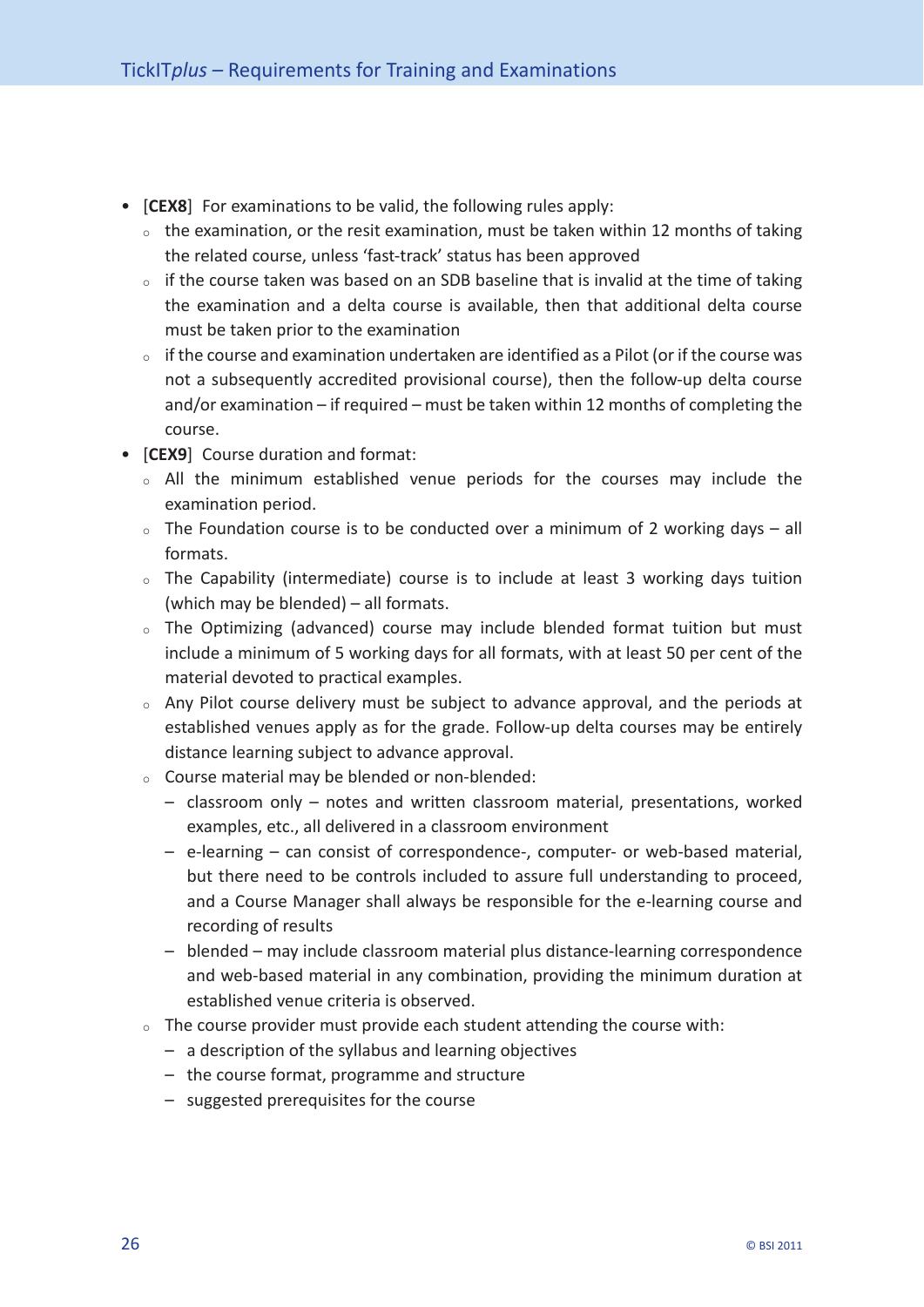- [**CEX8**] For examinations to be valid, the following rules apply:
  - the examination, or the resit examination, must be taken within 12 months of taking the related course, unless 'fast-track' status has been approved
  - if the course taken was based on an SDB baseline that is invalid at the time of taking the examination and a delta course is available, then that additional delta course must be taken prior to the examination
  - if the course and examination undertaken are identified as a Pilot (or if the course was not a subsequently accredited provisional course), then the follow-up delta course and/or examination – if required – must be taken within 12 months of completing the course.
- [**CEX9**] Course duration and format:
  - All the minimum established venue periods for the courses may include the examination period.
  - The Foundation course is to be conducted over a minimum of 2 working days – all formats.
  - The Capability (intermediate) course is to include at least 3 working days tuition (which may be blended) – all formats.
  - The Optimizing (advanced) course may include blended format tuition but must include a minimum of 5 working days for all formats, with at least 50 per cent of the material devoted to practical examples.
  - Any Pilot course delivery must be subject to advance approval, and the periods at established venues apply as for the grade. Follow-up delta courses may be entirely distance learning subject to advance approval.
  - Course material may be blended or non-blended:
    - classroom only – notes and written classroom material, presentations, worked examples, etc., all delivered in a classroom environment
    - e-learning – can consist of correspondence-, computer- or web-based material, but there need to be controls included to assure full understanding to proceed, and a Course Manager shall always be responsible for the e-learning course and recording of results
    - blended – may include classroom material plus distance-learning correspondence and web-based material in any combination, providing the minimum duration at established venue criteria is observed.
  - The course provider must provide each student attending the course with:
    - a description of the syllabus and learning objectives
    - the course format, programme and structure
    - suggested prerequisites for the course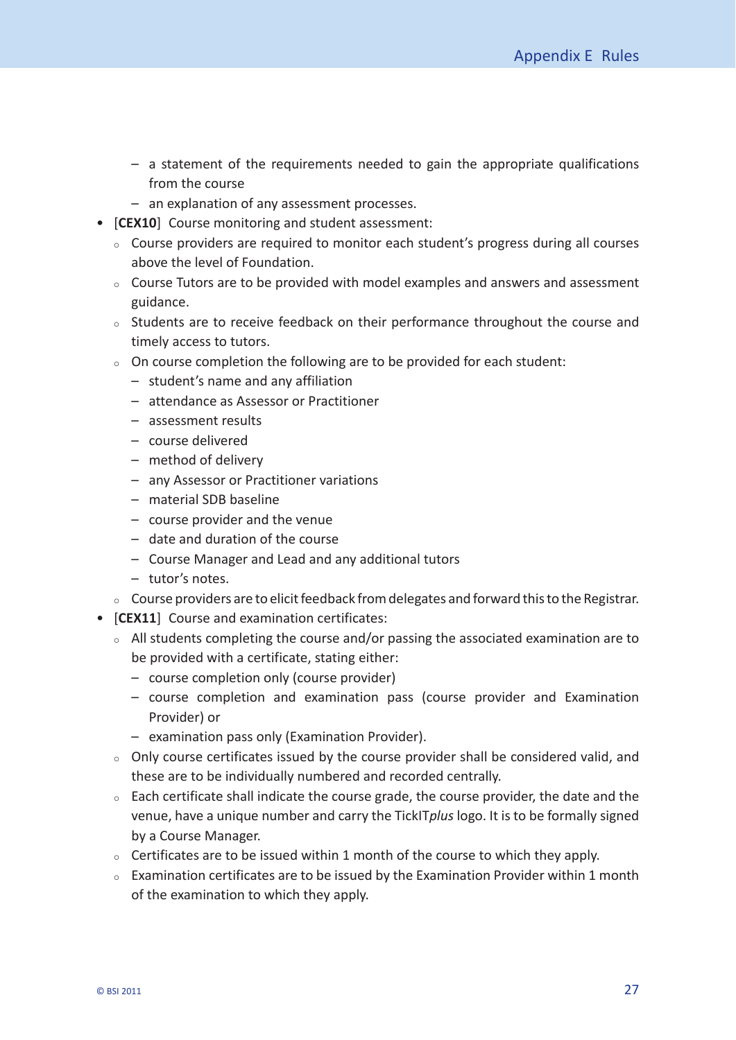- – a statement of the requirements needed to gain the appropriate qualifications from the course
  - – an explanation of any assessment processes.

- [**CEX10**] Course monitoring and student assessment:
  - Course providers are required to monitor each student's progress during all courses above the level of Foundation.
  - Course Tutors are to be provided with model examples and answers and assessment guidance.
  - Students are to receive feedback on their performance throughout the course and timely access to tutors.
  - On course completion the following are to be provided for each student:
    - – student's name and any affiliation
    - – attendance as Assessor or Practitioner
    - – assessment results
    - – course delivered
    - – method of delivery
    - – any Assessor or Practitioner variations
    - – material SDB baseline
    - – course provider and the venue
    - – date and duration of the course
    - – Course Manager and Lead and any additional tutors
    - – tutor's notes.
  - Course providers are to elicit feedback from delegates and forward this to the Registrar.
- [**CEX11**] Course and examination certificates:
  - All students completing the course and/or passing the associated examination are to be provided with a certificate, stating either:
    - – course completion only (course provider)
    - – course completion and examination pass (course provider and Examination Provider) or
    - – examination pass only (Examination Provider).
  - Only course certificates issued by the course provider shall be considered valid, and these are to be individually numbered and recorded centrally.
  - Each certificate shall indicate the course grade, the course provider, the date and the venue, have a unique number and carry the TickIT*plus* logo. It is to be formally signed by a Course Manager.
  - Certificates are to be issued within 1 month of the course to which they apply.
  - Examination certificates are to be issued by the Examination Provider within 1 month of the examination to which they apply.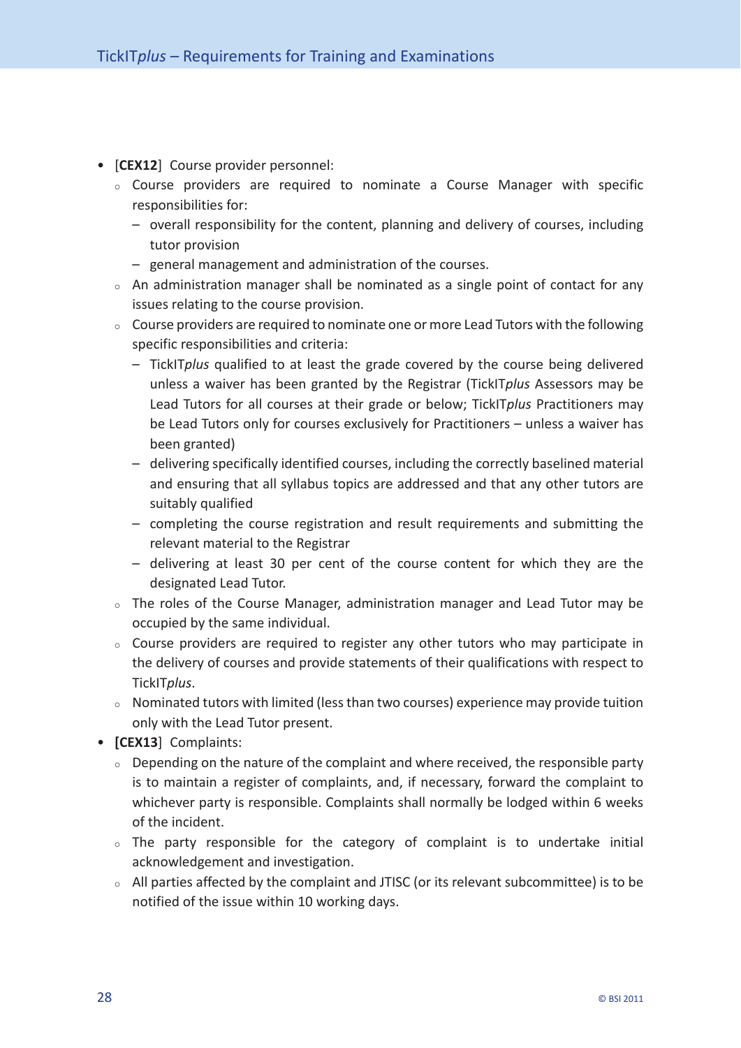- [**CEX12**] Course provider personnel:
    - Course providers are required to nominate a Course Manager with specific responsibilities for:
        - overall responsibility for the content, planning and delivery of courses, including tutor provision
        - general management and administration of the courses.
    - An administration manager shall be nominated as a single point of contact for any issues relating to the course provision.
    - Course providers are required to nominate one or more Lead Tutors with the following specific responsibilities and criteria:
        - TickIT*plus* qualified to at least the grade covered by the course being delivered unless a waiver has been granted by the Registrar (TickIT*plus* Assessors may be Lead Tutors for all courses at their grade or below; TickIT*plus* Practitioners may be Lead Tutors only for courses exclusively for Practitioners – unless a waiver has been granted)
        - delivering specifically identified courses, including the correctly baselined material and ensuring that all syllabus topics are addressed and that any other tutors are suitably qualified
        - completing the course registration and result requirements and submitting the relevant material to the Registrar
        - delivering at least 30 per cent of the course content for which they are the designated Lead Tutor.
    - The roles of the Course Manager, administration manager and Lead Tutor may be occupied by the same individual.
    - Course providers are required to register any other tutors who may participate in the delivery of courses and provide statements of their qualifications with respect to TickIT*plus*.
    - Nominated tutors with limited (less than two courses) experience may provide tuition only with the Lead Tutor present.
- **[CEX13]** Complaints:
    - Depending on the nature of the complaint and where received, the responsible party is to maintain a register of complaints, and, if necessary, forward the complaint to whichever party is responsible. Complaints shall normally be lodged within 6 weeks of the incident.
    - The party responsible for the category of complaint is to undertake initial acknowledgement and investigation.
    - All parties affected by the complaint and JTISC (or its relevant subcommittee) is to be notified of the issue within 10 working days.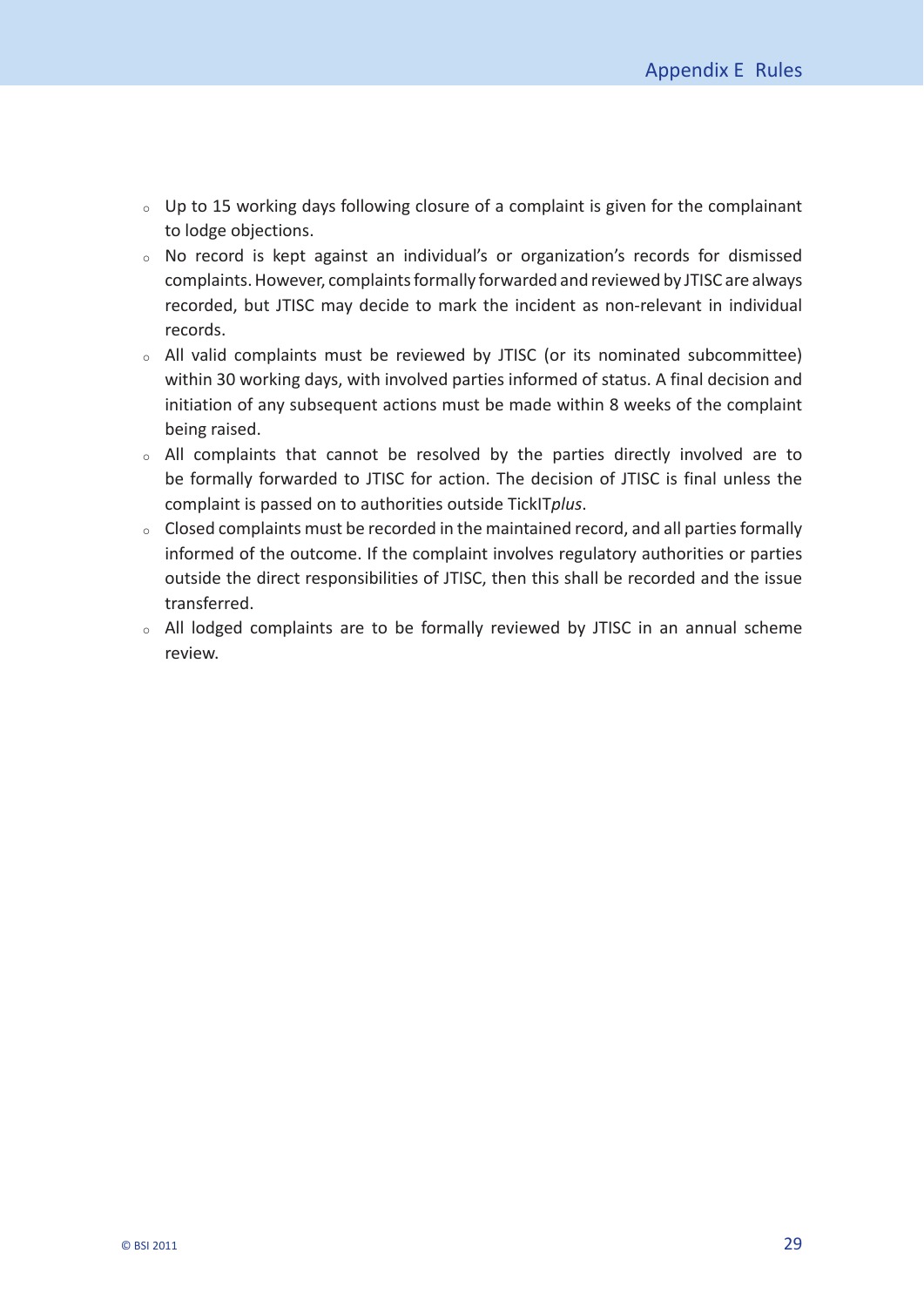- Up to 15 working days following closure of a complaint is given for the complainant to lodge objections.
- No record is kept against an individual's or organization's records for dismissed complaints. However, complaints formally forwarded and reviewed by JTISC are always recorded, but JTISC may decide to mark the incident as non-relevant in individual records.
- All valid complaints must be reviewed by JTISC (or its nominated subcommittee) within 30 working days, with involved parties informed of status. A final decision and initiation of any subsequent actions must be made within 8 weeks of the complaint being raised.
- All complaints that cannot be resolved by the parties directly involved are to be formally forwarded to JTISC for action. The decision of JTISC is final unless the complaint is passed on to authorities outside TickIT*plus*.
- Closed complaints must be recorded in the maintained record, and all parties formally informed of the outcome. If the complaint involves regulatory authorities or parties outside the direct responsibilities of JTISC, then this shall be recorded and the issue transferred.
- All lodged complaints are to be formally reviewed by JTISC in an annual scheme review.